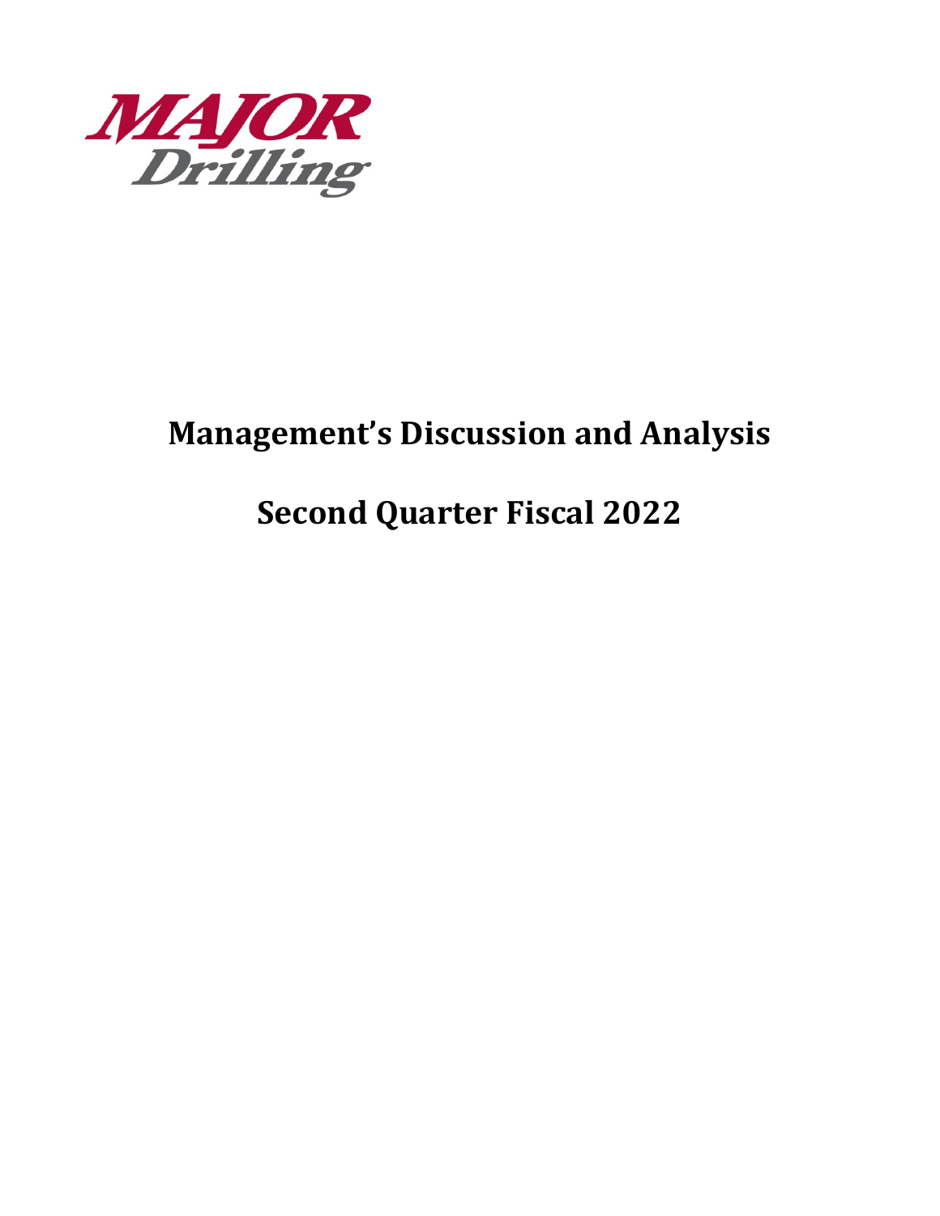MAJOR Drilling

# Management's Discussion and Analysis

# Second Quarter Fiscal 2022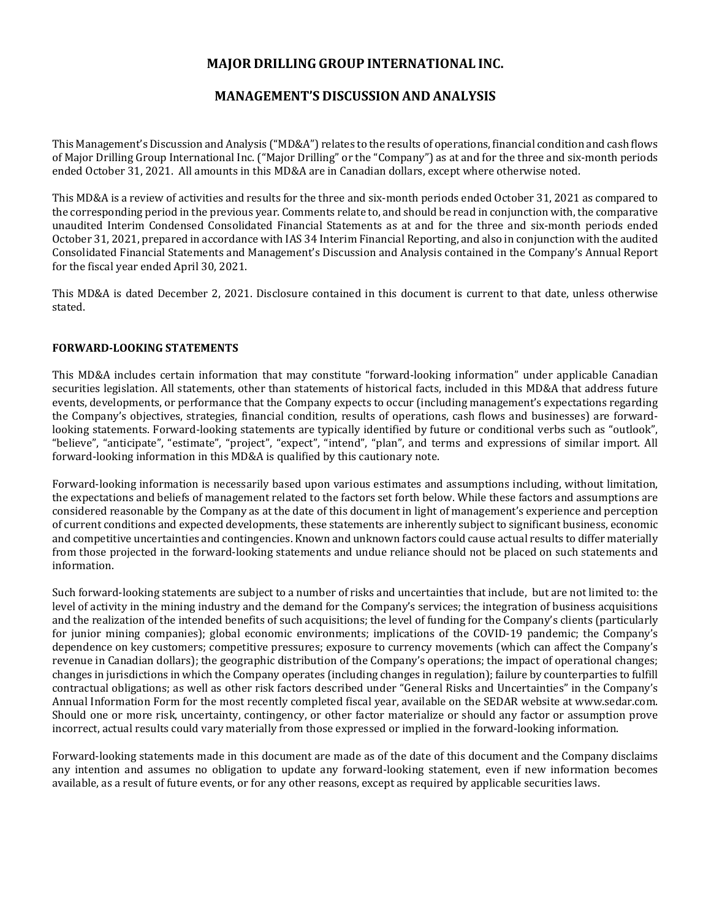# MAJOR DRILLING GROUP INTERNATIONAL INC.

# MANAGEMENT'S DISCUSSION AND ANALYSIS

This Management's Discussion and Analysis ("MD&A") relates to the results of operations, financial condition and cash flows of Major Drilling Group International Inc. ("Major Drilling" or the "Company") as at and for the three and six-month periods ended October 31, 2021. All amounts in this MD&A are in Canadian dollars, except where otherwise noted.

This MD&A is a review of activities and results for the three and six-month periods ended October 31, 2021 as compared to the corresponding period in the previous year. Comments relate to, and should be read in conjunction with, the comparative unaudited Interim Condensed Consolidated Financial Statements as at and for the three and six-month periods ended October 31, 2021, prepared in accordance with IAS 34 Interim Financial Reporting, and also in conjunction with the audited Consolidated Financial Statements and Management's Discussion and Analysis contained in the Company's Annual Report for the fiscal year ended April 30, 2021.

This MD&A is dated December 2, 2021. Disclosure contained in this document is current to that date, unless otherwise stated.

## FORWARD-LOOKING STATEMENTS

This MD&A includes certain information that may constitute "forward-looking information" under applicable Canadian securities legislation. All statements, other than statements of historical facts, included in this MD&A that address future events, developments, or performance that the Company expects to occur (including management's expectations regarding the Company's objectives, strategies, financial condition, results of operations, cash flows and businesses) are forward-looking statements. Forward-looking statements are typically identified by future or conditional verbs such as "outlook", "believe", "anticipate", "estimate", "project", "expect", "intend", "plan", and terms and expressions of similar import. All forward-looking information in this MD&A is qualified by this cautionary note.

Forward-looking information is necessarily based upon various estimates and assumptions including, without limitation, the expectations and beliefs of management related to the factors set forth below. While these factors and assumptions are considered reasonable by the Company as at the date of this document in light of management's experience and perception of current conditions and expected developments, these statements are inherently subject to significant business, economic and competitive uncertainties and contingencies. Known and unknown factors could cause actual results to differ materially from those projected in the forward-looking statements and undue reliance should not be placed on such statements and information.

Such forward-looking statements are subject to a number of risks and uncertainties that include, but are not limited to: the level of activity in the mining industry and the demand for the Company's services; the integration of business acquisitions and the realization of the intended benefits of such acquisitions; the level of funding for the Company's clients (particularly for junior mining companies); global economic environments; implications of the COVID-19 pandemic; the Company's dependence on key customers; competitive pressures; exposure to currency movements (which can affect the Company's revenue in Canadian dollars); the geographic distribution of the Company's operations; the impact of operational changes; changes in jurisdictions in which the Company operates (including changes in regulation); failure by counterparties to fulfill contractual obligations; as well as other risk factors described under "General Risks and Uncertainties" in the Company's Annual Information Form for the most recently completed fiscal year, available on the SEDAR website at www.sedar.com. Should one or more risk, uncertainty, contingency, or other factor materialize or should any factor or assumption prove incorrect, actual results could vary materially from those expressed or implied in the forward-looking information.

Forward-looking statements made in this document are made as of the date of this document and the Company disclaims any intention and assumes no obligation to update any forward-looking statement, even if new information becomes available, as a result of future events, or for any other reasons, except as required by applicable securities laws.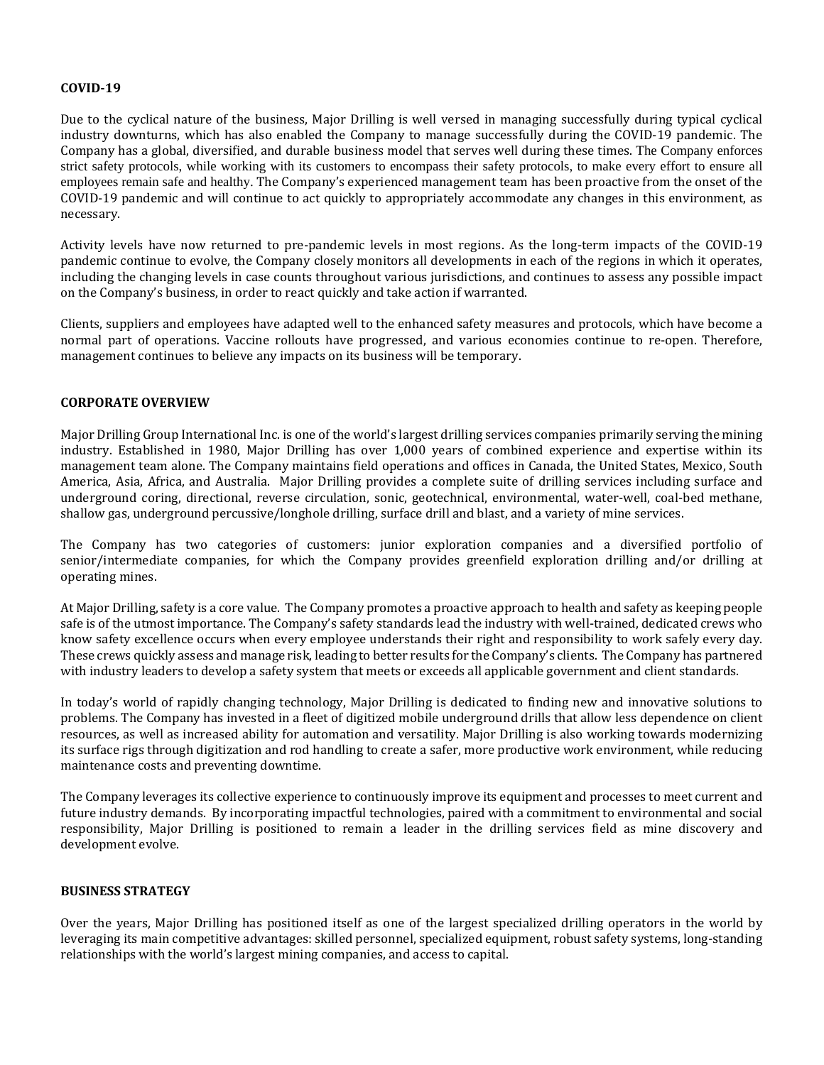**COVID-19**

Due to the cyclical nature of the business, Major Drilling is well versed in managing successfully during typical cyclical industry downturns, which has also enabled the Company to manage successfully during the COVID-19 pandemic. The Company has a global, diversified, and durable business model that serves well during these times. The Company enforces strict safety protocols, while working with its customers to encompass their safety protocols, to make every effort to ensure all employees remain safe and healthy. The Company's experienced management team has been proactive from the onset of the COVID-19 pandemic and will continue to act quickly to appropriately accommodate any changes in this environment, as necessary.

Activity levels have now returned to pre-pandemic levels in most regions. As the long-term impacts of the COVID-19 pandemic continue to evolve, the Company closely monitors all developments in each of the regions in which it operates, including the changing levels in case counts throughout various jurisdictions, and continues to assess any possible impact on the Company's business, in order to react quickly and take action if warranted.

Clients, suppliers and employees have adapted well to the enhanced safety measures and protocols, which have become a normal part of operations. Vaccine rollouts have progressed, and various economies continue to re-open. Therefore, management continues to believe any impacts on its business will be temporary.

**CORPORATE OVERVIEW**

Major Drilling Group International Inc. is one of the world's largest drilling services companies primarily serving the mining industry. Established in 1980, Major Drilling has over 1,000 years of combined experience and expertise within its management team alone. The Company maintains field operations and offices in Canada, the United States, Mexico, South America, Asia, Africa, and Australia. Major Drilling provides a complete suite of drilling services including surface and underground coring, directional, reverse circulation, sonic, geotechnical, environmental, water-well, coal-bed methane, shallow gas, underground percussive/longhole drilling, surface drill and blast, and a variety of mine services.

The Company has two categories of customers: junior exploration companies and a diversified portfolio of senior/intermediate companies, for which the Company provides greenfield exploration drilling and/or drilling at operating mines.

At Major Drilling, safety is a core value. The Company promotes a proactive approach to health and safety as keeping people safe is of the utmost importance. The Company's safety standards lead the industry with well-trained, dedicated crews who know safety excellence occurs when every employee understands their right and responsibility to work safely every day. These crews quickly assess and manage risk, leading to better results for the Company's clients. The Company has partnered with industry leaders to develop a safety system that meets or exceeds all applicable government and client standards.

In today's world of rapidly changing technology, Major Drilling is dedicated to finding new and innovative solutions to problems. The Company has invested in a fleet of digitized mobile underground drills that allow less dependence on client resources, as well as increased ability for automation and versatility. Major Drilling is also working towards modernizing its surface rigs through digitization and rod handling to create a safer, more productive work environment, while reducing maintenance costs and preventing downtime.

The Company leverages its collective experience to continuously improve its equipment and processes to meet current and future industry demands. By incorporating impactful technologies, paired with a commitment to environmental and social responsibility, Major Drilling is positioned to remain a leader in the drilling services field as mine discovery and development evolve.

**BUSINESS STRATEGY**

Over the years, Major Drilling has positioned itself as one of the largest specialized drilling operators in the world by leveraging its main competitive advantages: skilled personnel, specialized equipment, robust safety systems, long-standing relationships with the world's largest mining companies, and access to capital.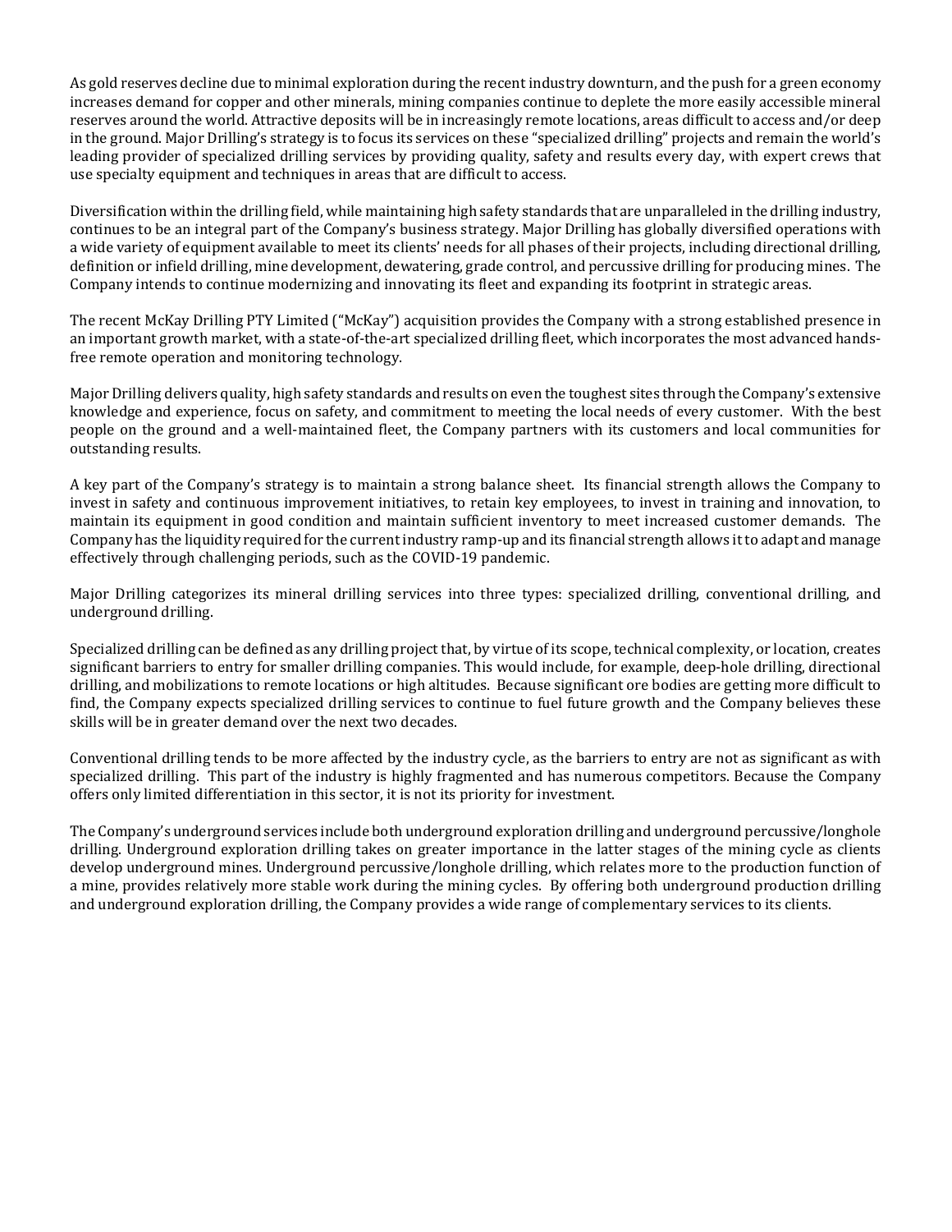As gold reserves decline due to minimal exploration during the recent industry downturn, and the push for a green economy increases demand for copper and other minerals, mining companies continue to deplete the more easily accessible mineral reserves around the world. Attractive deposits will be in increasingly remote locations, areas difficult to access and/or deep in the ground. Major Drilling's strategy is to focus its services on these "specialized drilling" projects and remain the world's leading provider of specialized drilling services by providing quality, safety and results every day, with expert crews that use specialty equipment and techniques in areas that are difficult to access.

Diversification within the drilling field, while maintaining high safety standards that are unparalleled in the drilling industry, continues to be an integral part of the Company's business strategy. Major Drilling has globally diversified operations with a wide variety of equipment available to meet its clients' needs for all phases of their projects, including directional drilling, definition or infield drilling, mine development, dewatering, grade control, and percussive drilling for producing mines. The Company intends to continue modernizing and innovating its fleet and expanding its footprint in strategic areas.

The recent McKay Drilling PTY Limited ("McKay") acquisition provides the Company with a strong established presence in an important growth market, with a state-of-the-art specialized drilling fleet, which incorporates the most advanced hands-free remote operation and monitoring technology.

Major Drilling delivers quality, high safety standards and results on even the toughest sites through the Company's extensive knowledge and experience, focus on safety, and commitment to meeting the local needs of every customer. With the best people on the ground and a well-maintained fleet, the Company partners with its customers and local communities for outstanding results.

A key part of the Company's strategy is to maintain a strong balance sheet. Its financial strength allows the Company to invest in safety and continuous improvement initiatives, to retain key employees, to invest in training and innovation, to maintain its equipment in good condition and maintain sufficient inventory to meet increased customer demands. The Company has the liquidity required for the current industry ramp-up and its financial strength allows it to adapt and manage effectively through challenging periods, such as the COVID-19 pandemic.

Major Drilling categorizes its mineral drilling services into three types: specialized drilling, conventional drilling, and underground drilling.

Specialized drilling can be defined as any drilling project that, by virtue of its scope, technical complexity, or location, creates significant barriers to entry for smaller drilling companies. This would include, for example, deep-hole drilling, directional drilling, and mobilizations to remote locations or high altitudes. Because significant ore bodies are getting more difficult to find, the Company expects specialized drilling services to continue to fuel future growth and the Company believes these skills will be in greater demand over the next two decades.

Conventional drilling tends to be more affected by the industry cycle, as the barriers to entry are not as significant as with specialized drilling. This part of the industry is highly fragmented and has numerous competitors. Because the Company offers only limited differentiation in this sector, it is not its priority for investment.

The Company's underground services include both underground exploration drilling and underground percussive/longhole drilling. Underground exploration drilling takes on greater importance in the latter stages of the mining cycle as clients develop underground mines. Underground percussive/longhole drilling, which relates more to the production function of a mine, provides relatively more stable work during the mining cycles. By offering both underground production drilling and underground exploration drilling, the Company provides a wide range of complementary services to its clients.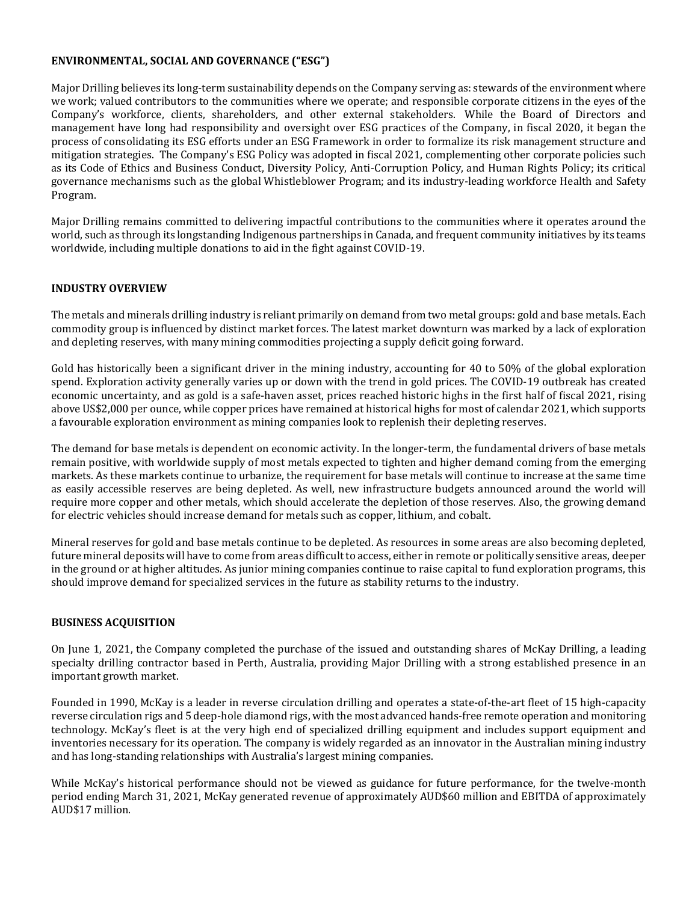## ENVIRONMENTAL, SOCIAL AND GOVERNANCE ("ESG")

Major Drilling believes its long-term sustainability depends on the Company serving as: stewards of the environment where we work; valued contributors to the communities where we operate; and responsible corporate citizens in the eyes of the Company's workforce, clients, shareholders, and other external stakeholders. While the Board of Directors and management have long had responsibility and oversight over ESG practices of the Company, in fiscal 2020, it began the process of consolidating its ESG efforts under an ESG Framework in order to formalize its risk management structure and mitigation strategies. The Company's ESG Policy was adopted in fiscal 2021, complementing other corporate policies such as its Code of Ethics and Business Conduct, Diversity Policy, Anti-Corruption Policy, and Human Rights Policy; its critical governance mechanisms such as the global Whistleblower Program; and its industry-leading workforce Health and Safety Program.

Major Drilling remains committed to delivering impactful contributions to the communities where it operates around the world, such as through its longstanding Indigenous partnerships in Canada, and frequent community initiatives by its teams worldwide, including multiple donations to aid in the fight against COVID-19.

## INDUSTRY OVERVIEW

The metals and minerals drilling industry is reliant primarily on demand from two metal groups: gold and base metals. Each commodity group is influenced by distinct market forces. The latest market downturn was marked by a lack of exploration and depleting reserves, with many mining commodities projecting a supply deficit going forward.

Gold has historically been a significant driver in the mining industry, accounting for 40 to 50% of the global exploration spend. Exploration activity generally varies up or down with the trend in gold prices. The COVID-19 outbreak has created economic uncertainty, and as gold is a safe-haven asset, prices reached historic highs in the first half of fiscal 2021, rising above US$2,000 per ounce, while copper prices have remained at historical highs for most of calendar 2021, which supports a favourable exploration environment as mining companies look to replenish their depleting reserves.

The demand for base metals is dependent on economic activity. In the longer-term, the fundamental drivers of base metals remain positive, with worldwide supply of most metals expected to tighten and higher demand coming from the emerging markets. As these markets continue to urbanize, the requirement for base metals will continue to increase at the same time as easily accessible reserves are being depleted. As well, new infrastructure budgets announced around the world will require more copper and other metals, which should accelerate the depletion of those reserves. Also, the growing demand for electric vehicles should increase demand for metals such as copper, lithium, and cobalt.

Mineral reserves for gold and base metals continue to be depleted. As resources in some areas are also becoming depleted, future mineral deposits will have to come from areas difficult to access, either in remote or politically sensitive areas, deeper in the ground or at higher altitudes. As junior mining companies continue to raise capital to fund exploration programs, this should improve demand for specialized services in the future as stability returns to the industry.

## BUSINESS ACQUISITION

On June 1, 2021, the Company completed the purchase of the issued and outstanding shares of McKay Drilling, a leading specialty drilling contractor based in Perth, Australia, providing Major Drilling with a strong established presence in an important growth market.

Founded in 1990, McKay is a leader in reverse circulation drilling and operates a state-of-the-art fleet of 15 high-capacity reverse circulation rigs and 5 deep-hole diamond rigs, with the most advanced hands-free remote operation and monitoring technology. McKay's fleet is at the very high end of specialized drilling equipment and includes support equipment and inventories necessary for its operation. The company is widely regarded as an innovator in the Australian mining industry and has long-standing relationships with Australia's largest mining companies.

While McKay's historical performance should not be viewed as guidance for future performance, for the twelve-month period ending March 31, 2021, McKay generated revenue of approximately AUD$60 million and EBITDA of approximately AUD$17 million.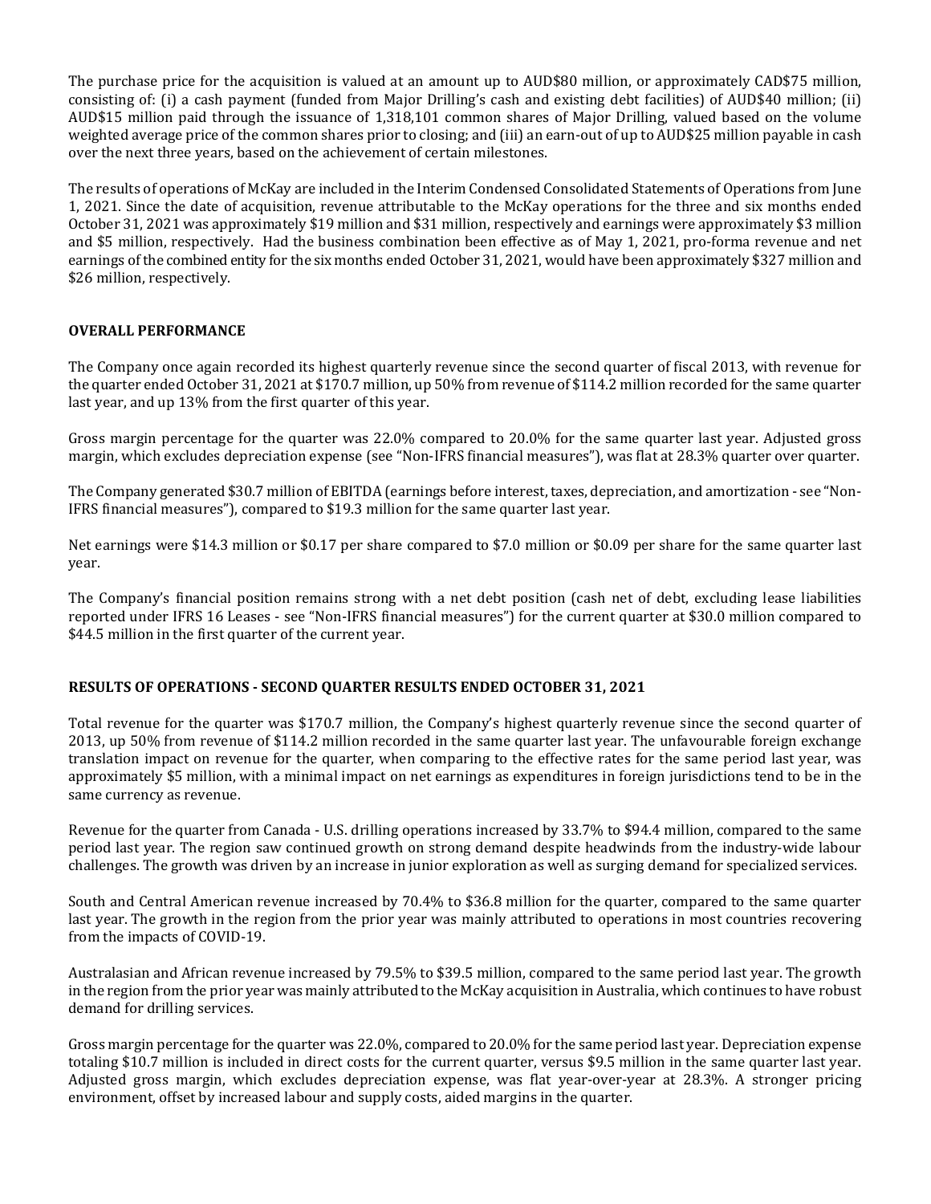The purchase price for the acquisition is valued at an amount up to AUD$80 million, or approximately CAD$75 million, consisting of: (i) a cash payment (funded from Major Drilling's cash and existing debt facilities) of AUD$40 million; (ii) AUD$15 million paid through the issuance of 1,318,101 common shares of Major Drilling, valued based on the volume weighted average price of the common shares prior to closing; and (iii) an earn-out of up to AUD$25 million payable in cash over the next three years, based on the achievement of certain milestones.

The results of operations of McKay are included in the Interim Condensed Consolidated Statements of Operations from June 1, 2021. Since the date of acquisition, revenue attributable to the McKay operations for the three and six months ended October 31, 2021 was approximately $19 million and $31 million, respectively and earnings were approximately $3 million and $5 million, respectively. Had the business combination been effective as of May 1, 2021, pro-forma revenue and net earnings of the combined entity for the six months ended October 31, 2021, would have been approximately $327 million and $26 million, respectively.

## OVERALL PERFORMANCE

The Company once again recorded its highest quarterly revenue since the second quarter of fiscal 2013, with revenue for the quarter ended October 31, 2021 at $170.7 million, up 50% from revenue of $114.2 million recorded for the same quarter last year, and up 13% from the first quarter of this year.

Gross margin percentage for the quarter was 22.0% compared to 20.0% for the same quarter last year. Adjusted gross margin, which excludes depreciation expense (see "Non-IFRS financial measures"), was flat at 28.3% quarter over quarter.

The Company generated $30.7 million of EBITDA (earnings before interest, taxes, depreciation, and amortization - see "Non-IFRS financial measures"), compared to $19.3 million for the same quarter last year.

Net earnings were $14.3 million or $0.17 per share compared to $7.0 million or $0.09 per share for the same quarter last year.

The Company's financial position remains strong with a net debt position (cash net of debt, excluding lease liabilities reported under IFRS 16 Leases - see "Non-IFRS financial measures") for the current quarter at $30.0 million compared to $44.5 million in the first quarter of the current year.

## RESULTS OF OPERATIONS - SECOND QUARTER RESULTS ENDED OCTOBER 31, 2021

Total revenue for the quarter was $170.7 million, the Company's highest quarterly revenue since the second quarter of 2013, up 50% from revenue of $114.2 million recorded in the same quarter last year. The unfavourable foreign exchange translation impact on revenue for the quarter, when comparing to the effective rates for the same period last year, was approximately $5 million, with a minimal impact on net earnings as expenditures in foreign jurisdictions tend to be in the same currency as revenue.

Revenue for the quarter from Canada - U.S. drilling operations increased by 33.7% to $94.4 million, compared to the same period last year. The region saw continued growth on strong demand despite headwinds from the industry-wide labour challenges. The growth was driven by an increase in junior exploration as well as surging demand for specialized services.

South and Central American revenue increased by 70.4% to $36.8 million for the quarter, compared to the same quarter last year. The growth in the region from the prior year was mainly attributed to operations in most countries recovering from the impacts of COVID-19.

Australasian and African revenue increased by 79.5% to $39.5 million, compared to the same period last year. The growth in the region from the prior year was mainly attributed to the McKay acquisition in Australia, which continues to have robust demand for drilling services.

Gross margin percentage for the quarter was 22.0%, compared to 20.0% for the same period last year. Depreciation expense totaling $10.7 million is included in direct costs for the current quarter, versus $9.5 million in the same quarter last year. Adjusted gross margin, which excludes depreciation expense, was flat year-over-year at 28.3%. A stronger pricing environment, offset by increased labour and supply costs, aided margins in the quarter.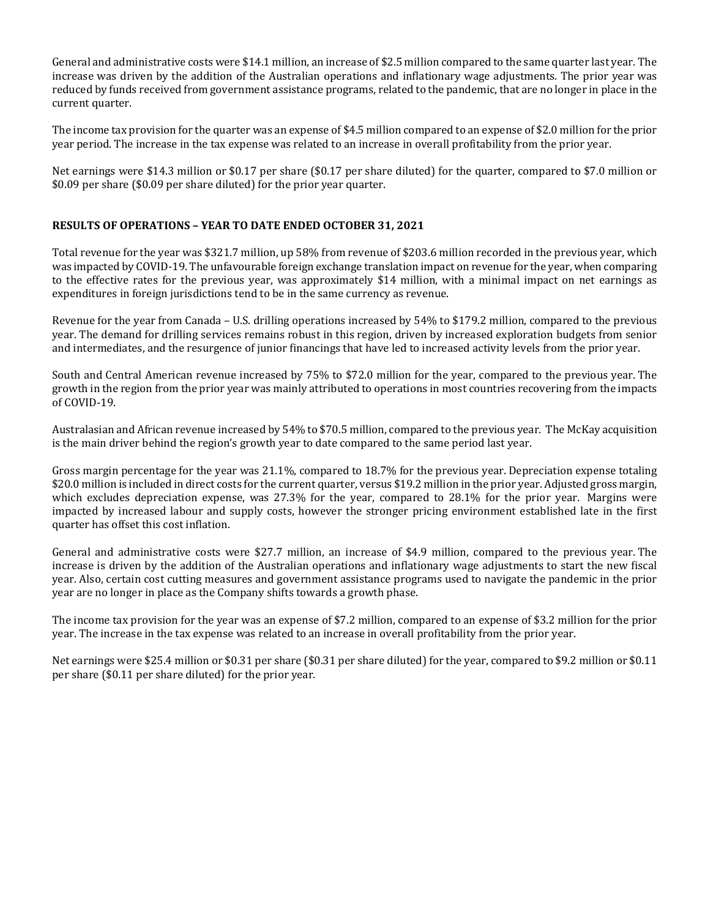General and administrative costs were $14.1 million, an increase of $2.5 million compared to the same quarter last year. The increase was driven by the addition of the Australian operations and inflationary wage adjustments. The prior year was reduced by funds received from government assistance programs, related to the pandemic, that are no longer in place in the current quarter.

The income tax provision for the quarter was an expense of $4.5 million compared to an expense of $2.0 million for the prior year period. The increase in the tax expense was related to an increase in overall profitability from the prior year.

Net earnings were $14.3 million or $0.17 per share ($0.17 per share diluted) for the quarter, compared to $7.0 million or $0.09 per share ($0.09 per share diluted) for the prior year quarter.

## RESULTS OF OPERATIONS – YEAR TO DATE ENDED OCTOBER 31, 2021

Total revenue for the year was $321.7 million, up 58% from revenue of $203.6 million recorded in the previous year, which was impacted by COVID-19. The unfavourable foreign exchange translation impact on revenue for the year, when comparing to the effective rates for the previous year, was approximately $14 million, with a minimal impact on net earnings as expenditures in foreign jurisdictions tend to be in the same currency as revenue.

Revenue for the year from Canada – U.S. drilling operations increased by 54% to $179.2 million, compared to the previous year. The demand for drilling services remains robust in this region, driven by increased exploration budgets from senior and intermediates, and the resurgence of junior financings that have led to increased activity levels from the prior year.

South and Central American revenue increased by 75% to $72.0 million for the year, compared to the previous year. The growth in the region from the prior year was mainly attributed to operations in most countries recovering from the impacts of COVID-19.

Australasian and African revenue increased by 54% to $70.5 million, compared to the previous year. The McKay acquisition is the main driver behind the region's growth year to date compared to the same period last year.

Gross margin percentage for the year was 21.1%, compared to 18.7% for the previous year. Depreciation expense totaling $20.0 million is included in direct costs for the current quarter, versus $19.2 million in the prior year. Adjusted gross margin, which excludes depreciation expense, was 27.3% for the year, compared to 28.1% for the prior year. Margins were impacted by increased labour and supply costs, however the stronger pricing environment established late in the first quarter has offset this cost inflation.

General and administrative costs were $27.7 million, an increase of $4.9 million, compared to the previous year. The increase is driven by the addition of the Australian operations and inflationary wage adjustments to start the new fiscal year. Also, certain cost cutting measures and government assistance programs used to navigate the pandemic in the prior year are no longer in place as the Company shifts towards a growth phase.

The income tax provision for the year was an expense of $7.2 million, compared to an expense of $3.2 million for the prior year. The increase in the tax expense was related to an increase in overall profitability from the prior year.

Net earnings were $25.4 million or $0.31 per share ($0.31 per share diluted) for the year, compared to $9.2 million or $0.11 per share ($0.11 per share diluted) for the prior year.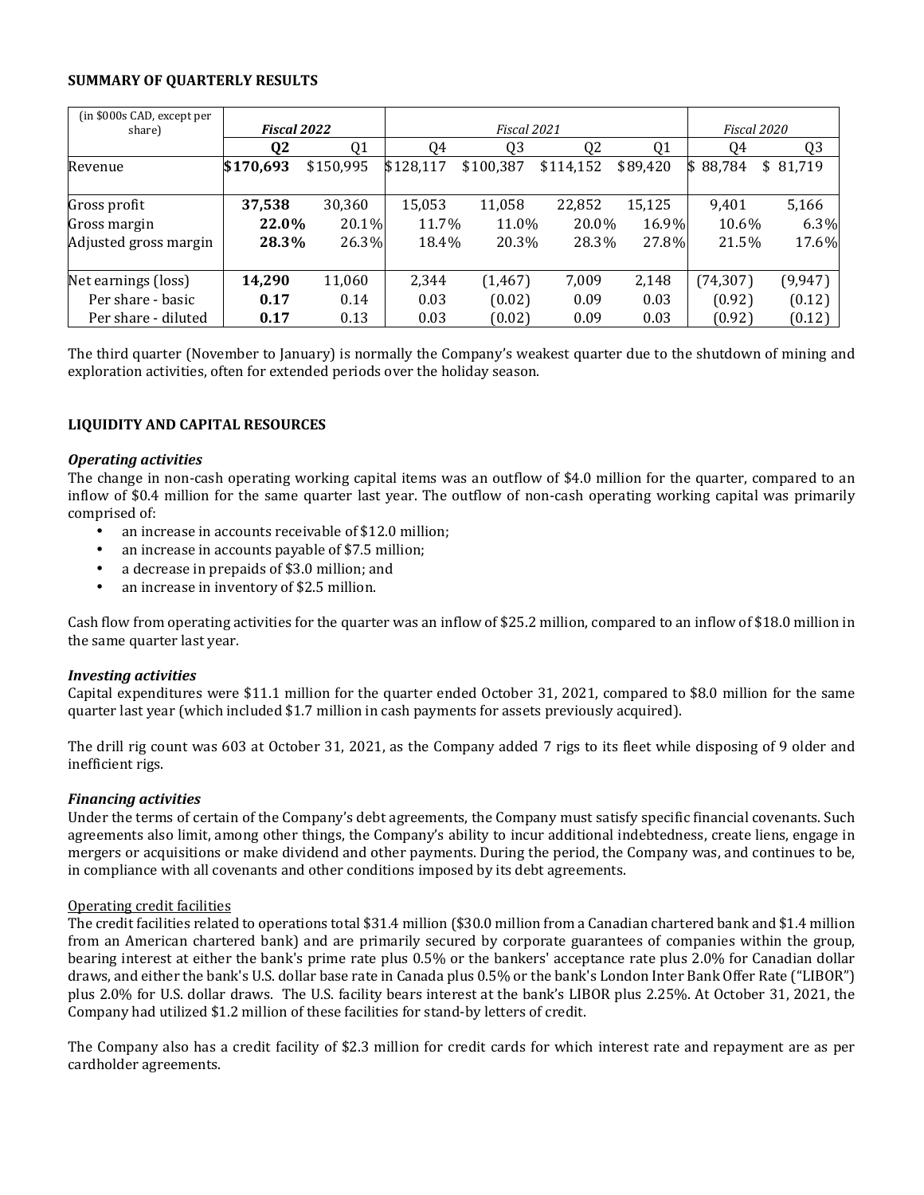## SUMMARY OF QUARTERLY RESULTS

| (in $000s CAD, except per share) | *Fiscal 2022* | | *Fiscal 2021* | | | | *Fiscal 2020* | |
|---|---|---|---|---|---|---|---|---|
| | **Q2** | Q1 | Q4 | Q3 | Q2 | Q1 | Q4 | Q3 |
| Revenue | **$170,693** | $150,995 | $128,117 | $100,387 | $114,152 | $89,420 | $ 88,784 | $ 81,719 |
| Gross profit | **37,538** | 30,360 | 15,053 | 11,058 | 22,852 | 15,125 | 9,401 | 5,166 |
| Gross margin | **22.0%** | 20.1% | 11.7% | 11.0% | 20.0% | 16.9% | 10.6% | 6.3% |
| Adjusted gross margin | **28.3%** | 26.3% | 18.4% | 20.3% | 28.3% | 27.8% | 21.5% | 17.6% |
| Net earnings (loss) | **14,290** | 11,060 | 2,344 | (1,467) | 7,009 | 2,148 | (74,307) | (9,947) |
| Per share - basic | **0.17** | 0.14 | 0.03 | (0.02) | 0.09 | 0.03 | (0.92) | (0.12) |
| Per share - diluted | **0.17** | 0.13 | 0.03 | (0.02) | 0.09 | 0.03 | (0.92) | (0.12) |

The third quarter (November to January) is normally the Company's weakest quarter due to the shutdown of mining and exploration activities, often for extended periods over the holiday season.

## LIQUIDITY AND CAPITAL RESOURCES

### *Operating activities*

The change in non-cash operating working capital items was an outflow of $4.0 million for the quarter, compared to an inflow of $0.4 million for the same quarter last year. The outflow of non-cash operating working capital was primarily comprised of:

- an increase in accounts receivable of $12.0 million;
- an increase in accounts payable of $7.5 million;
- a decrease in prepaids of $3.0 million; and
- an increase in inventory of $2.5 million.

Cash flow from operating activities for the quarter was an inflow of $25.2 million, compared to an inflow of $18.0 million in the same quarter last year.

### *Investing activities*

Capital expenditures were $11.1 million for the quarter ended October 31, 2021, compared to $8.0 million for the same quarter last year (which included $1.7 million in cash payments for assets previously acquired).

The drill rig count was 603 at October 31, 2021, as the Company added 7 rigs to its fleet while disposing of 9 older and inefficient rigs.

### *Financing activities*

Under the terms of certain of the Company's debt agreements, the Company must satisfy specific financial covenants. Such agreements also limit, among other things, the Company's ability to incur additional indebtedness, create liens, engage in mergers or acquisitions or make dividend and other payments. During the period, the Company was, and continues to be, in compliance with all covenants and other conditions imposed by its debt agreements.

Operating credit facilities

The credit facilities related to operations total $31.4 million ($30.0 million from a Canadian chartered bank and $1.4 million from an American chartered bank) and are primarily secured by corporate guarantees of companies within the group, bearing interest at either the bank's prime rate plus 0.5% or the bankers' acceptance rate plus 2.0% for Canadian dollar draws, and either the bank's U.S. dollar base rate in Canada plus 0.5% or the bank's London Inter Bank Offer Rate ("LIBOR") plus 2.0% for U.S. dollar draws. The U.S. facility bears interest at the bank's LIBOR plus 2.25%. At October 31, 2021, the Company had utilized $1.2 million of these facilities for stand-by letters of credit.

The Company also has a credit facility of $2.3 million for credit cards for which interest rate and repayment are as per cardholder agreements.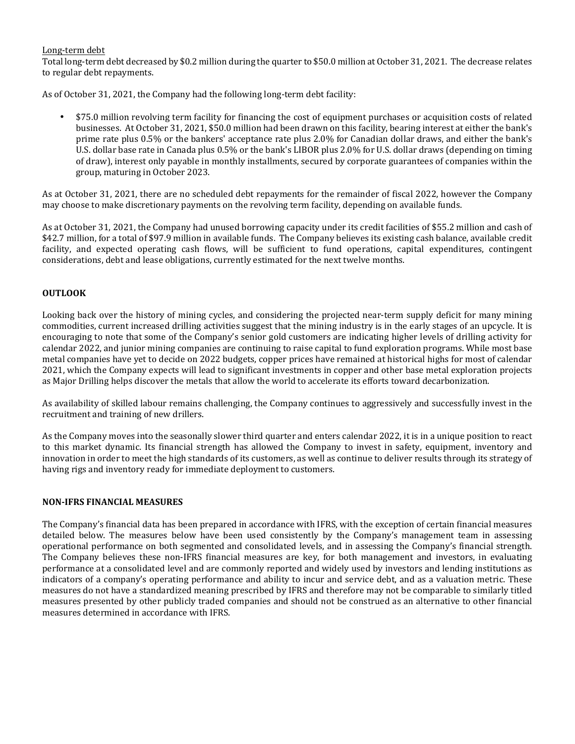Long-term debt

Total long-term debt decreased by $0.2 million during the quarter to $50.0 million at October 31, 2021. The decrease relates to regular debt repayments.

As of October 31, 2021, the Company had the following long-term debt facility:

- $75.0 million revolving term facility for financing the cost of equipment purchases or acquisition costs of related businesses. At October 31, 2021, $50.0 million had been drawn on this facility, bearing interest at either the bank's prime rate plus 0.5% or the bankers' acceptance rate plus 2.0% for Canadian dollar draws, and either the bank's U.S. dollar base rate in Canada plus 0.5% or the bank's LIBOR plus 2.0% for U.S. dollar draws (depending on timing of draw), interest only payable in monthly installments, secured by corporate guarantees of companies within the group, maturing in October 2023.

As at October 31, 2021, there are no scheduled debt repayments for the remainder of fiscal 2022, however the Company may choose to make discretionary payments on the revolving term facility, depending on available funds.

As at October 31, 2021, the Company had unused borrowing capacity under its credit facilities of $55.2 million and cash of $42.7 million, for a total of $97.9 million in available funds. The Company believes its existing cash balance, available credit facility, and expected operating cash flows, will be sufficient to fund operations, capital expenditures, contingent considerations, debt and lease obligations, currently estimated for the next twelve months.

## OUTLOOK

Looking back over the history of mining cycles, and considering the projected near-term supply deficit for many mining commodities, current increased drilling activities suggest that the mining industry is in the early stages of an upcycle. It is encouraging to note that some of the Company's senior gold customers are indicating higher levels of drilling activity for calendar 2022, and junior mining companies are continuing to raise capital to fund exploration programs. While most base metal companies have yet to decide on 2022 budgets, copper prices have remained at historical highs for most of calendar 2021, which the Company expects will lead to significant investments in copper and other base metal exploration projects as Major Drilling helps discover the metals that allow the world to accelerate its efforts toward decarbonization.

As availability of skilled labour remains challenging, the Company continues to aggressively and successfully invest in the recruitment and training of new drillers.

As the Company moves into the seasonally slower third quarter and enters calendar 2022, it is in a unique position to react to this market dynamic. Its financial strength has allowed the Company to invest in safety, equipment, inventory and innovation in order to meet the high standards of its customers, as well as continue to deliver results through its strategy of having rigs and inventory ready for immediate deployment to customers.

## NON-IFRS FINANCIAL MEASURES

The Company's financial data has been prepared in accordance with IFRS, with the exception of certain financial measures detailed below. The measures below have been used consistently by the Company's management team in assessing operational performance on both segmented and consolidated levels, and in assessing the Company's financial strength. The Company believes these non-IFRS financial measures are key, for both management and investors, in evaluating performance at a consolidated level and are commonly reported and widely used by investors and lending institutions as indicators of a company's operating performance and ability to incur and service debt, and as a valuation metric. These measures do not have a standardized meaning prescribed by IFRS and therefore may not be comparable to similarly titled measures presented by other publicly traded companies and should not be construed as an alternative to other financial measures determined in accordance with IFRS.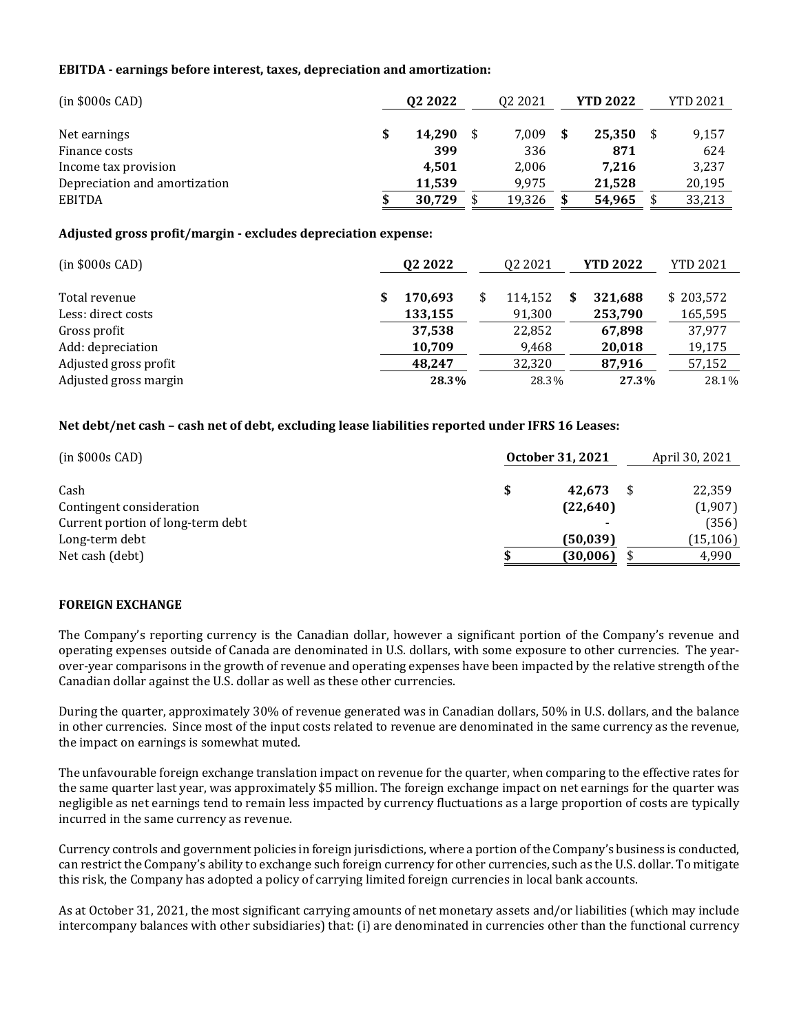**EBITDA - earnings before interest, taxes, depreciation and amortization:**

| (in $000s CAD) | **Q2 2022** | Q2 2021 | **YTD 2022** | YTD 2021 |
|---|---|---|---|---|
| Net earnings | **$ 14,290** | $ 7,009 | **$ 25,350** | $ 9,157 |
| Finance costs | **399** | 336 | **871** | 624 |
| Income tax provision | **4,501** | 2,006 | **7,216** | 3,237 |
| Depreciation and amortization | **11,539** | 9,975 | **21,528** | 20,195 |
| EBITDA | **$ 30,729** | $ 19,326 | **$ 54,965** | $ 33,213 |

**Adjusted gross profit/margin - excludes depreciation expense:**

| (in $000s CAD) | **Q2 2022** | Q2 2021 | **YTD 2022** | YTD 2021 |
|---|---|---|---|---|
| Total revenue | **$ 170,693** | $ 114,152 | **$ 321,688** | $ 203,572 |
| Less: direct costs | **133,155** | 91,300 | **253,790** | 165,595 |
| Gross profit | **37,538** | 22,852 | **67,898** | 37,977 |
| Add: depreciation | **10,709** | 9,468 | **20,018** | 19,175 |
| Adjusted gross profit | **48,247** | 32,320 | **87,916** | 57,152 |
| Adjusted gross margin | **28.3%** | 28.3% | **27.3%** | 28.1% |

**Net debt/net cash – cash net of debt, excluding lease liabilities reported under IFRS 16 Leases:**

| (in $000s CAD) | **October 31, 2021** | April 30, 2021 |
|---|---|---|
| Cash | **$ 42,673** | $ 22,359 |
| Contingent consideration | **(22,640)** | (1,907) |
| Current portion of long-term debt | **-** | (356) |
| Long-term debt | **(50,039)** | (15,106) |
| Net cash (debt) | **$ (30,006)** | $ 4,990 |

**FOREIGN EXCHANGE**

The Company's reporting currency is the Canadian dollar, however a significant portion of the Company's revenue and operating expenses outside of Canada are denominated in U.S. dollars, with some exposure to other currencies. The year-over-year comparisons in the growth of revenue and operating expenses have been impacted by the relative strength of the Canadian dollar against the U.S. dollar as well as these other currencies.

During the quarter, approximately 30% of revenue generated was in Canadian dollars, 50% in U.S. dollars, and the balance in other currencies. Since most of the input costs related to revenue are denominated in the same currency as the revenue, the impact on earnings is somewhat muted.

The unfavourable foreign exchange translation impact on revenue for the quarter, when comparing to the effective rates for the same quarter last year, was approximately $5 million. The foreign exchange impact on net earnings for the quarter was negligible as net earnings tend to remain less impacted by currency fluctuations as a large proportion of costs are typically incurred in the same currency as revenue.

Currency controls and government policies in foreign jurisdictions, where a portion of the Company's business is conducted, can restrict the Company's ability to exchange such foreign currency for other currencies, such as the U.S. dollar. To mitigate this risk, the Company has adopted a policy of carrying limited foreign currencies in local bank accounts.

As at October 31, 2021, the most significant carrying amounts of net monetary assets and/or liabilities (which may include intercompany balances with other subsidiaries) that: (i) are denominated in currencies other than the functional currency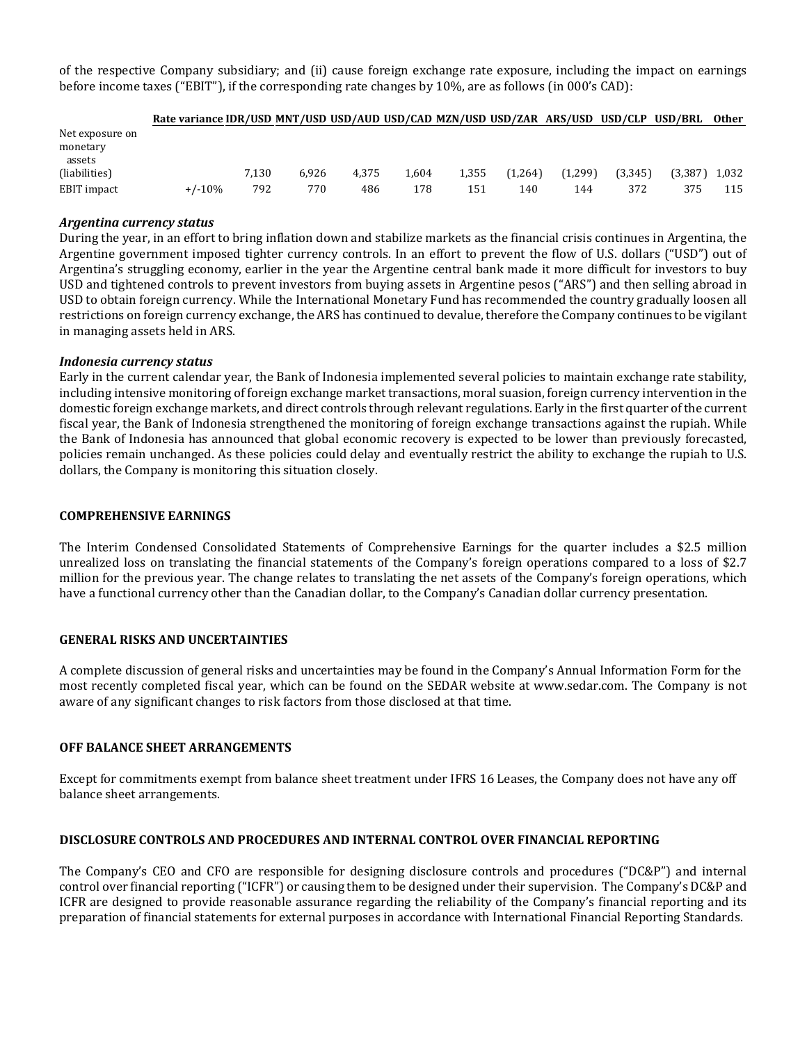of the respective Company subsidiary; and (ii) cause foreign exchange rate exposure, including the impact on earnings before income taxes ("EBIT"), if the corresponding rate changes by 10%, are as follows (in 000's CAD):

| | Rate variance | IDR/USD | MNT/USD | USD/AUD | USD/CAD | MZN/USD | USD/ZAR | ARS/USD | USD/CLP | USD/BRL | Other |
|---|---|---|---|---|---|---|---|---|---|---|---|
| Net exposure on monetary assets (liabilities) | | 7,130 | 6,926 | 4,375 | 1,604 | 1,355 | (1,264) | (1,299) | (3,345) | (3,387) | 1,032 |
| EBIT impact | +/-10% | 792 | 770 | 486 | 178 | 151 | 140 | 144 | 372 | 375 | 115 |

***Argentina currency status***

During the year, in an effort to bring inflation down and stabilize markets as the financial crisis continues in Argentina, the Argentine government imposed tighter currency controls. In an effort to prevent the flow of U.S. dollars ("USD") out of Argentina's struggling economy, earlier in the year the Argentine central bank made it more difficult for investors to buy USD and tightened controls to prevent investors from buying assets in Argentine pesos ("ARS") and then selling abroad in USD to obtain foreign currency. While the International Monetary Fund has recommended the country gradually loosen all restrictions on foreign currency exchange, the ARS has continued to devalue, therefore the Company continues to be vigilant in managing assets held in ARS.

***Indonesia currency status***

Early in the current calendar year, the Bank of Indonesia implemented several policies to maintain exchange rate stability, including intensive monitoring of foreign exchange market transactions, moral suasion, foreign currency intervention in the domestic foreign exchange markets, and direct controls through relevant regulations. Early in the first quarter of the current fiscal year, the Bank of Indonesia strengthened the monitoring of foreign exchange transactions against the rupiah. While the Bank of Indonesia has announced that global economic recovery is expected to be lower than previously forecasted, policies remain unchanged. As these policies could delay and eventually restrict the ability to exchange the rupiah to U.S. dollars, the Company is monitoring this situation closely.

## COMPREHENSIVE EARNINGS

The Interim Condensed Consolidated Statements of Comprehensive Earnings for the quarter includes a $2.5 million unrealized loss on translating the financial statements of the Company's foreign operations compared to a loss of $2.7 million for the previous year. The change relates to translating the net assets of the Company's foreign operations, which have a functional currency other than the Canadian dollar, to the Company's Canadian dollar currency presentation.

## GENERAL RISKS AND UNCERTAINTIES

A complete discussion of general risks and uncertainties may be found in the Company's Annual Information Form for the most recently completed fiscal year, which can be found on the SEDAR website at www.sedar.com. The Company is not aware of any significant changes to risk factors from those disclosed at that time.

## OFF BALANCE SHEET ARRANGEMENTS

Except for commitments exempt from balance sheet treatment under IFRS 16 Leases, the Company does not have any off balance sheet arrangements.

## DISCLOSURE CONTROLS AND PROCEDURES AND INTERNAL CONTROL OVER FINANCIAL REPORTING

The Company's CEO and CFO are responsible for designing disclosure controls and procedures ("DC&P") and internal control over financial reporting ("ICFR") or causing them to be designed under their supervision. The Company's DC&P and ICFR are designed to provide reasonable assurance regarding the reliability of the Company's financial reporting and its preparation of financial statements for external purposes in accordance with International Financial Reporting Standards.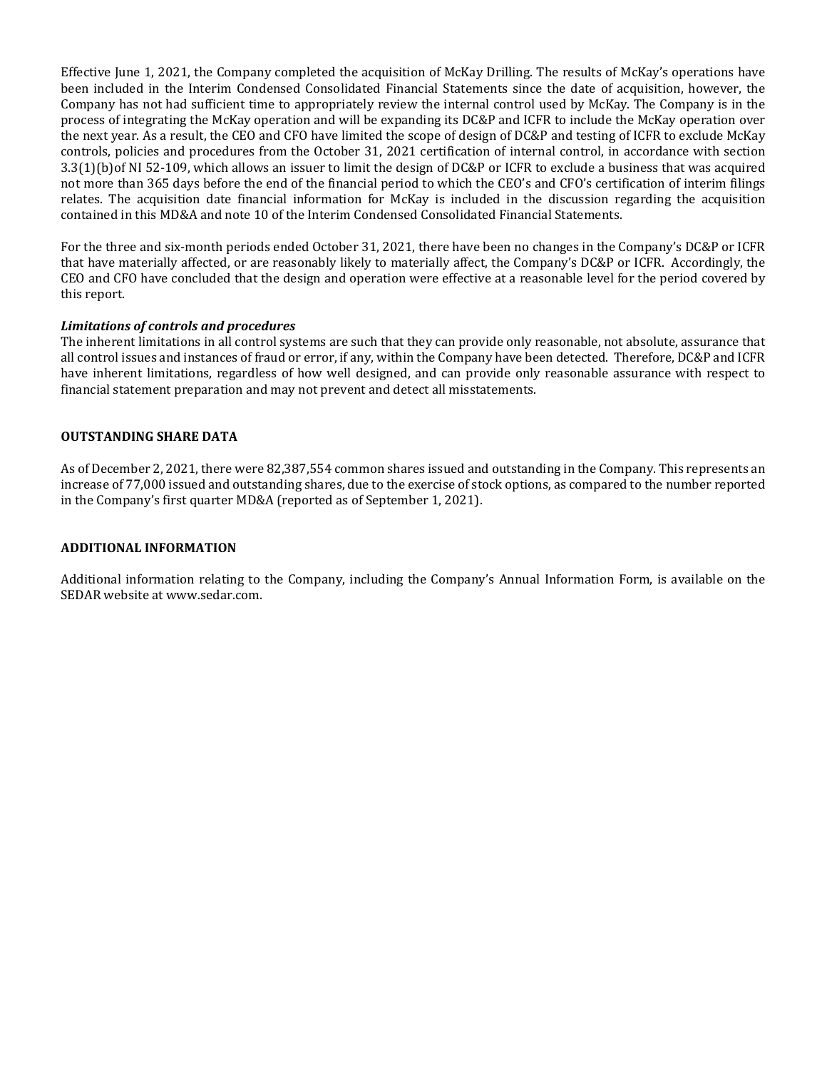Effective June 1, 2021, the Company completed the acquisition of McKay Drilling. The results of McKay's operations have been included in the Interim Condensed Consolidated Financial Statements since the date of acquisition, however, the Company has not had sufficient time to appropriately review the internal control used by McKay. The Company is in the process of integrating the McKay operation and will be expanding its DC&P and ICFR to include the McKay operation over the next year. As a result, the CEO and CFO have limited the scope of design of DC&P and testing of ICFR to exclude McKay controls, policies and procedures from the October 31, 2021 certification of internal control, in accordance with section 3.3(1)(b)of NI 52-109, which allows an issuer to limit the design of DC&P or ICFR to exclude a business that was acquired not more than 365 days before the end of the financial period to which the CEO's and CFO's certification of interim filings relates. The acquisition date financial information for McKay is included in the discussion regarding the acquisition contained in this MD&A and note 10 of the Interim Condensed Consolidated Financial Statements.

For the three and six-month periods ended October 31, 2021, there have been no changes in the Company's DC&P or ICFR that have materially affected, or are reasonably likely to materially affect, the Company's DC&P or ICFR. Accordingly, the CEO and CFO have concluded that the design and operation were effective at a reasonable level for the period covered by this report.

***Limitations of controls and procedures***

The inherent limitations in all control systems are such that they can provide only reasonable, not absolute, assurance that all control issues and instances of fraud or error, if any, within the Company have been detected. Therefore, DC&P and ICFR have inherent limitations, regardless of how well designed, and can provide only reasonable assurance with respect to financial statement preparation and may not prevent and detect all misstatements.

## OUTSTANDING SHARE DATA

As of December 2, 2021, there were 82,387,554 common shares issued and outstanding in the Company. This represents an increase of 77,000 issued and outstanding shares, due to the exercise of stock options, as compared to the number reported in the Company's first quarter MD&A (reported as of September 1, 2021).

## ADDITIONAL INFORMATION

Additional information relating to the Company, including the Company's Annual Information Form, is available on the SEDAR website at www.sedar.com.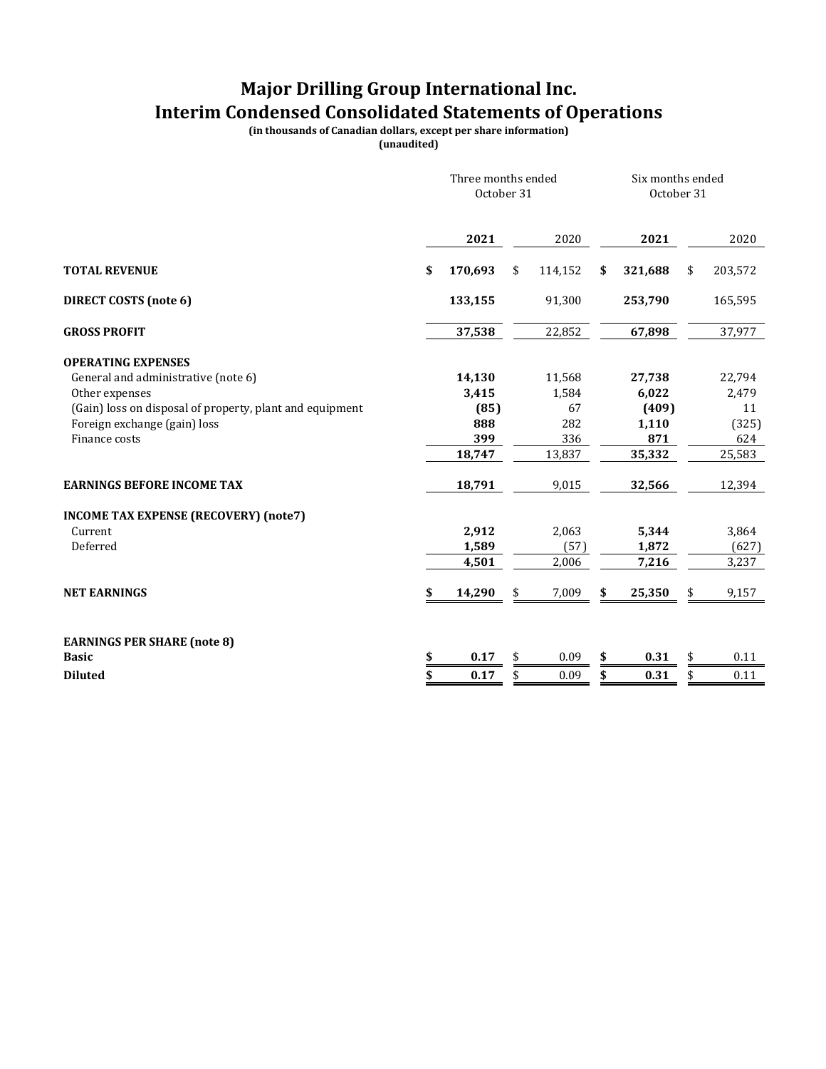# Major Drilling Group International Inc.
# Interim Condensed Consolidated Statements of Operations

**(in thousands of Canadian dollars, except per share information)**
**(unaudited)**

| | Three months ended October 31 | | Six months ended October 31 | |
|---|---|---|---|---|
| | **2021** | 2020 | **2021** | 2020 |
| **TOTAL REVENUE** | **$ 170,693** | $ 114,152 | **$ 321,688** | $ 203,572 |
| **DIRECT COSTS (note 6)** | **133,155** | 91,300 | **253,790** | 165,595 |
| **GROSS PROFIT** | **37,538** | 22,852 | **67,898** | 37,977 |
| **OPERATING EXPENSES** | | | | |
| General and administrative (note 6) | **14,130** | 11,568 | **27,738** | 22,794 |
| Other expenses | **3,415** | 1,584 | **6,022** | 2,479 |
| (Gain) loss on disposal of property, plant and equipment | **(85)** | 67 | **(409)** | 11 |
| Foreign exchange (gain) loss | **888** | 282 | **1,110** | (325) |
| Finance costs | **399** | 336 | **871** | 624 |
| | **18,747** | 13,837 | **35,332** | 25,583 |
| **EARNINGS BEFORE INCOME TAX** | **18,791** | 9,015 | **32,566** | 12,394 |
| **INCOME TAX EXPENSE (RECOVERY) (note7)** | | | | |
| Current | **2,912** | 2,063 | **5,344** | 3,864 |
| Deferred | **1,589** | (57) | **1,872** | (627) |
| | **4,501** | 2,006 | **7,216** | 3,237 |
| **NET EARNINGS** | **$ 14,290** | $ 7,009 | **$ 25,350** | $ 9,157 |
| **EARNINGS PER SHARE (note 8)** | | | | |
| **Basic** | **$ 0.17** | $ 0.09 | **$ 0.31** | $ 0.11 |
| **Diluted** | **$ 0.17** | $ 0.09 | **$ 0.31** | $ 0.11 |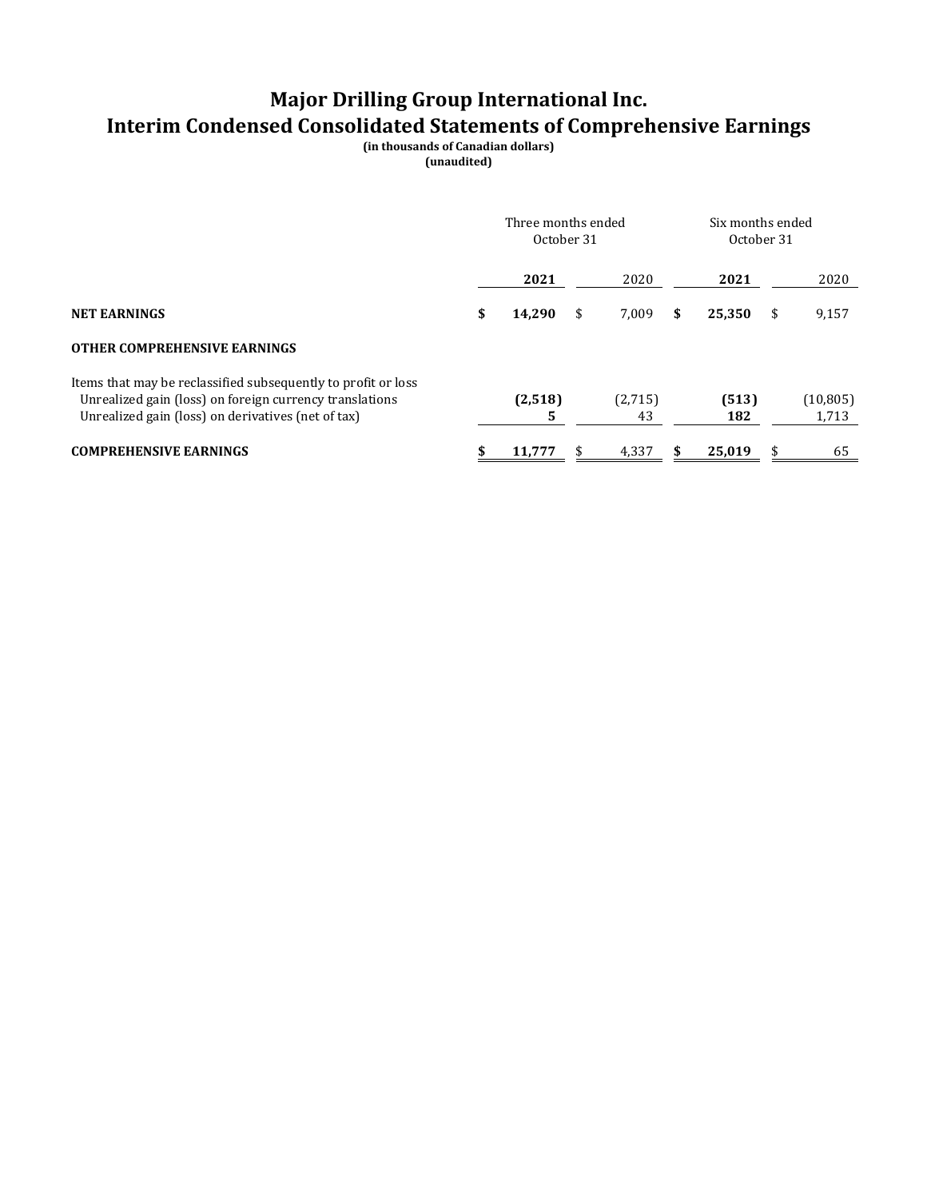# Major Drilling Group International Inc.
# Interim Condensed Consolidated Statements of Comprehensive Earnings

**(in thousands of Canadian dollars)**
**(unaudited)**

| | Three months ended October 31 | | Six months ended October 31 | |
|---|---|---|---|---|
| | **2021** | 2020 | **2021** | 2020 |
| **NET EARNINGS** | **$ 14,290** | $ 7,009 | **$ 25,350** | $ 9,157 |
| **OTHER COMPREHENSIVE EARNINGS** | | | | |
| Items that may be reclassified subsequently to profit or loss | | | | |
| Unrealized gain (loss) on foreign currency translations | **(2,518)** | (2,715) | **(513)** | (10,805) |
| Unrealized gain (loss) on derivatives (net of tax) | **5** | 43 | **182** | 1,713 |
| **COMPREHENSIVE EARNINGS** | **$ 11,777** | $ 4,337 | **$ 25,019** | $ 65 |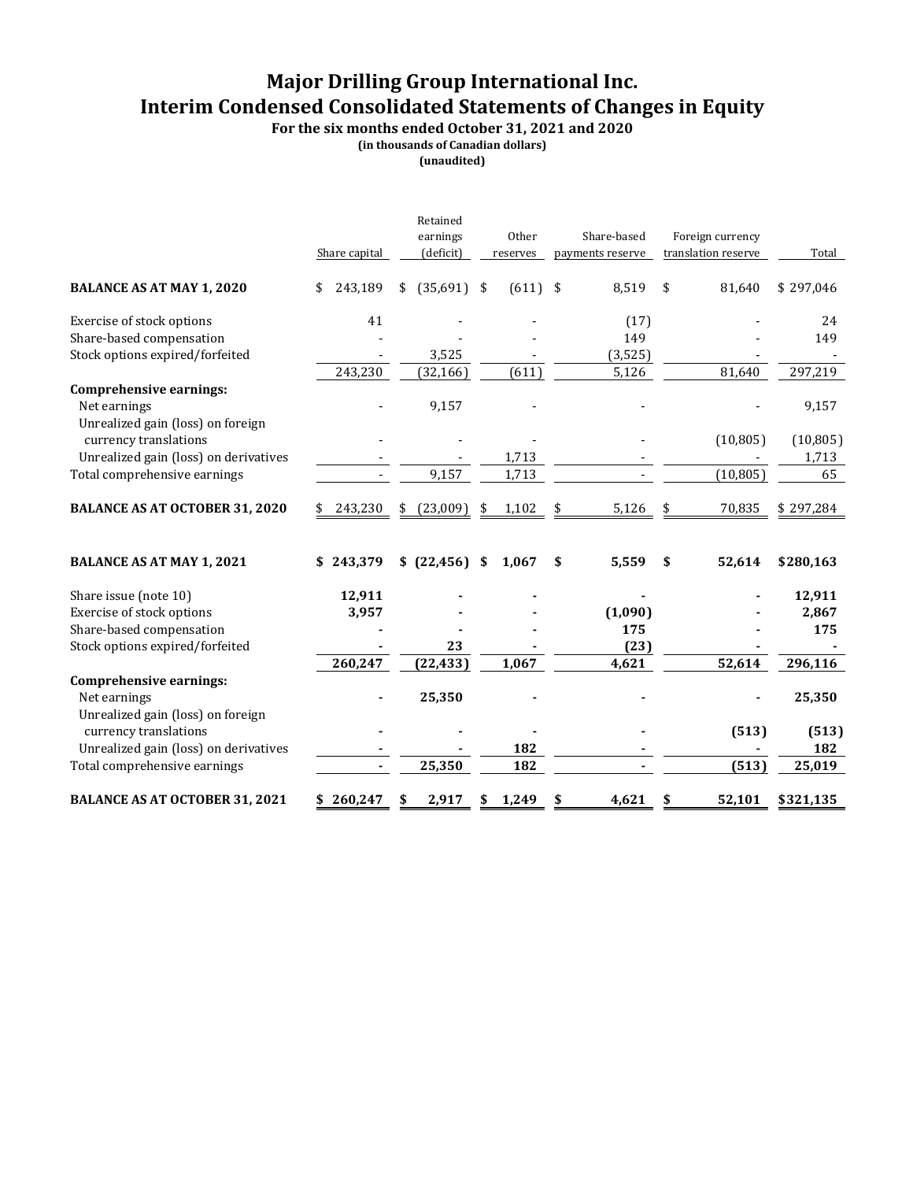# Major Drilling Group International Inc.
# Interim Condensed Consolidated Statements of Changes in Equity

**For the six months ended October 31, 2021 and 2020**
**(in thousands of Canadian dollars)**
**(unaudited)**

| | Share capital | Retained earnings (deficit) | Other reserves | Share-based payments reserve | Foreign currency translation reserve | Total |
|---|---|---|---|---|---|---|
| **BALANCE AS AT MAY 1, 2020** | $ 243,189 | $ (35,691) | $ (611) | $ 8,519 | $ 81,640 | $ 297,046 |
| Exercise of stock options | 41 | - | - | (17) | - | 24 |
| Share-based compensation | - | - | - | 149 | - | 149 |
| Stock options expired/forfeited | - | 3,525 | - | (3,525) | - | - |
| | 243,230 | (32,166) | (611) | 5,126 | 81,640 | 297,219 |
| **Comprehensive earnings:** | | | | | | |
| Net earnings | - | 9,157 | - | - | - | 9,157 |
| Unrealized gain (loss) on foreign currency translations | - | - | - | - | (10,805) | (10,805) |
| Unrealized gain (loss) on derivatives | - | - | 1,713 | - | - | 1,713 |
| Total comprehensive earnings | - | 9,157 | 1,713 | - | (10,805) | 65 |
| **BALANCE AS AT OCTOBER 31, 2020** | $ 243,230 | $ (23,009) | $ 1,102 | $ 5,126 | $ 70,835 | $ 297,284 |
| | | | | | | |
| **BALANCE AS AT MAY 1, 2021** | **$ 243,379** | **$ (22,456)** | **$ 1,067** | **$ 5,559** | **$ 52,614** | **$280,163** |
| Share issue (note 10) | **12,911** | **-** | **-** | **-** | **-** | **12,911** |
| Exercise of stock options | **3,957** | **-** | **-** | **(1,090)** | **-** | **2,867** |
| Share-based compensation | **-** | **-** | **-** | **175** | **-** | **175** |
| Stock options expired/forfeited | **-** | **23** | **-** | **(23)** | **-** | **-** |
| | **260,247** | **(22,433)** | **1,067** | **4,621** | **52,614** | **296,116** |
| **Comprehensive earnings:** | | | | | | |
| Net earnings | **-** | **25,350** | **-** | **-** | **-** | **25,350** |
| Unrealized gain (loss) on foreign currency translations | **-** | **-** | **-** | **-** | **(513)** | **(513)** |
| Unrealized gain (loss) on derivatives | **-** | **-** | **182** | **-** | **-** | **182** |
| Total comprehensive earnings | **-** | **25,350** | **182** | **-** | **(513)** | **25,019** |
| **BALANCE AS AT OCTOBER 31, 2021** | **$ 260,247** | **$ 2,917** | **$ 1,249** | **$ 4,621** | **$ 52,101** | **$321,135** |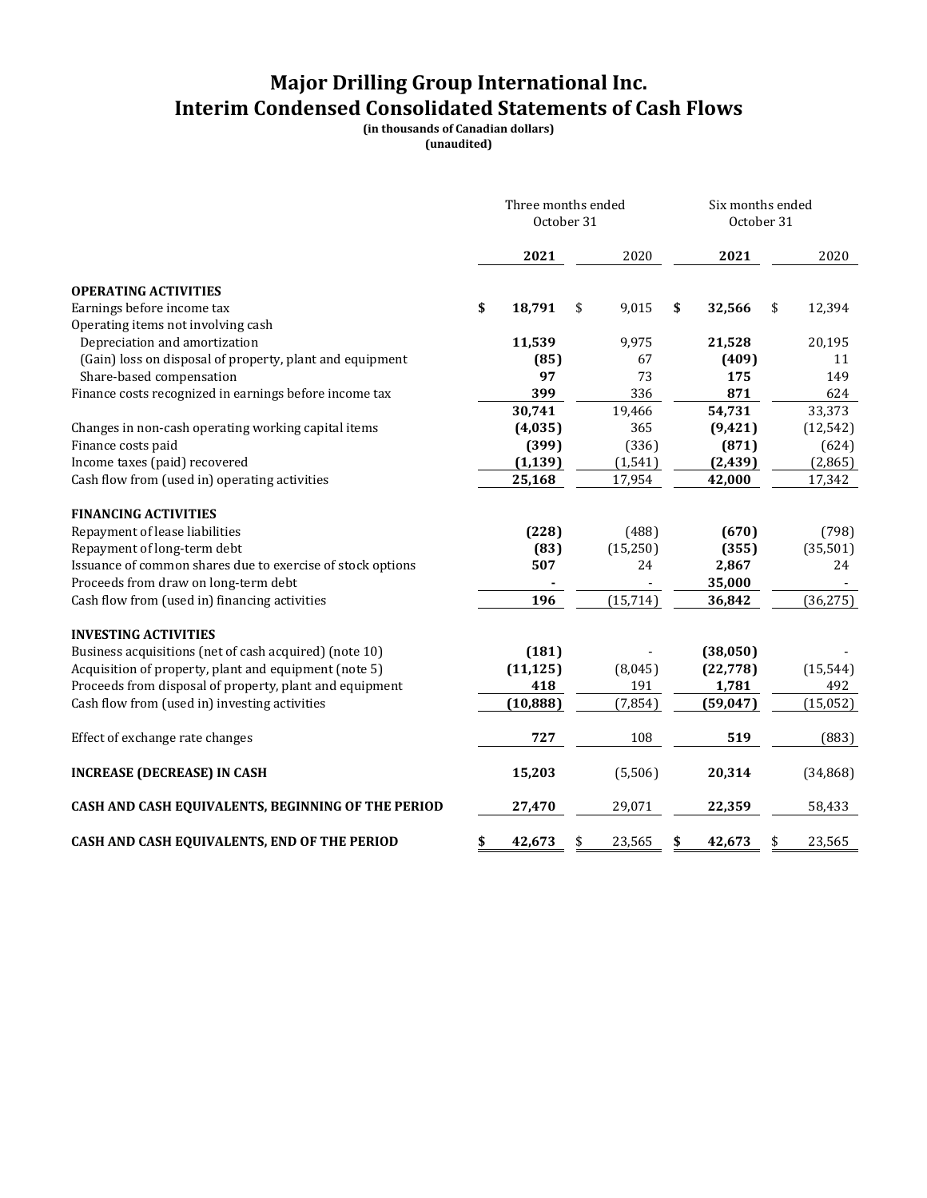# Major Drilling Group International Inc.
# Interim Condensed Consolidated Statements of Cash Flows

**(in thousands of Canadian dollars)**
**(unaudited)**

| | Three months ended October 31 | | Six months ended October 31 | |
|---|---|---|---|---|
| | **2021** | 2020 | **2021** | 2020 |
| **OPERATING ACTIVITIES** | | | | |
| Earnings before income tax | **$ 18,791** | $ 9,015 | **$ 32,566** | $ 12,394 |
| Operating items not involving cash | | | | |
| Depreciation and amortization | **11,539** | 9,975 | **21,528** | 20,195 |
| (Gain) loss on disposal of property, plant and equipment | **(85)** | 67 | **(409)** | 11 |
| Share-based compensation | **97** | 73 | **175** | 149 |
| Finance costs recognized in earnings before income tax | **399** | 336 | **871** | 624 |
| | **30,741** | 19,466 | **54,731** | 33,373 |
| Changes in non-cash operating working capital items | **(4,035)** | 365 | **(9,421)** | (12,542) |
| Finance costs paid | **(399)** | (336) | **(871)** | (624) |
| Income taxes (paid) recovered | **(1,139)** | (1,541) | **(2,439)** | (2,865) |
| Cash flow from (used in) operating activities | **25,168** | 17,954 | **42,000** | 17,342 |
| **FINANCING ACTIVITIES** | | | | |
| Repayment of lease liabilities | **(228)** | (488) | **(670)** | (798) |
| Repayment of long-term debt | **(83)** | (15,250) | **(355)** | (35,501) |
| Issuance of common shares due to exercise of stock options | **507** | 24 | **2,867** | 24 |
| Proceeds from draw on long-term debt | **-** | - | **35,000** | - |
| Cash flow from (used in) financing activities | **196** | (15,714) | **36,842** | (36,275) |
| **INVESTING ACTIVITIES** | | | | |
| Business acquisitions (net of cash acquired) (note 10) | **(181)** | - | **(38,050)** | - |
| Acquisition of property, plant and equipment (note 5) | **(11,125)** | (8,045) | **(22,778)** | (15,544) |
| Proceeds from disposal of property, plant and equipment | **418** | 191 | **1,781** | 492 |
| Cash flow from (used in) investing activities | **(10,888)** | (7,854) | **(59,047)** | (15,052) |
| Effect of exchange rate changes | **727** | 108 | **519** | (883) |
| **INCREASE (DECREASE) IN CASH** | **15,203** | (5,506) | **20,314** | (34,868) |
| **CASH AND CASH EQUIVALENTS, BEGINNING OF THE PERIOD** | **27,470** | 29,071 | **22,359** | 58,433 |
| **CASH AND CASH EQUIVALENTS, END OF THE PERIOD** | **$ 42,673** | $ 23,565 | **$ 42,673** | $ 23,565 |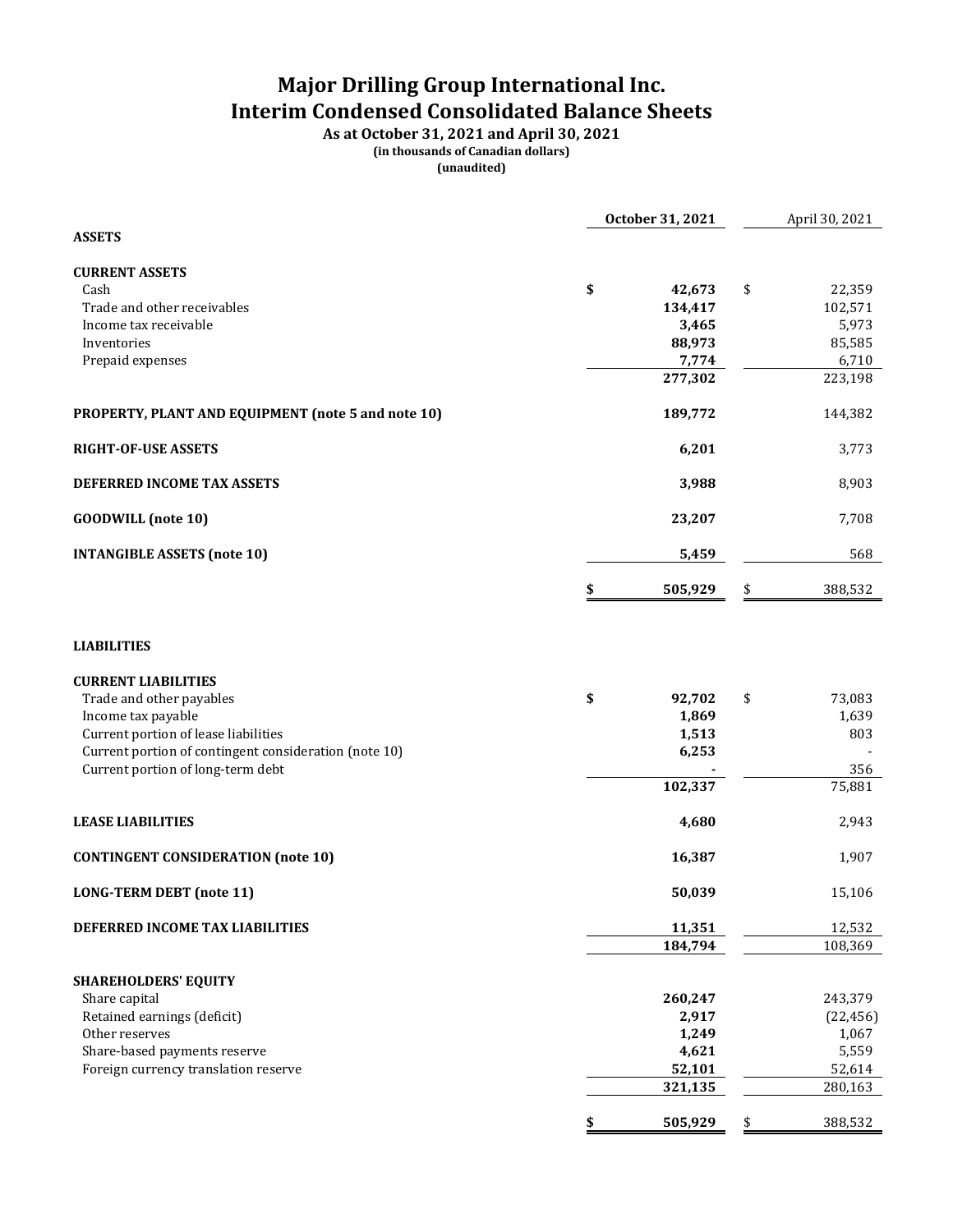# Major Drilling Group International Inc.
# Interim Condensed Consolidated Balance Sheets

**As at October 31, 2021 and April 30, 2021**
**(in thousands of Canadian dollars)**
**(unaudited)**

| | October 31, 2021 | April 30, 2021 |
|---|---|---|
| **ASSETS** | | |
| **CURRENT ASSETS** | | |
| Cash | $ 42,673 | $ 22,359 |
| Trade and other receivables | 134,417 | 102,571 |
| Income tax receivable | 3,465 | 5,973 |
| Inventories | 88,973 | 85,585 |
| Prepaid expenses | 7,774 | 6,710 |
| | 277,302 | 223,198 |
| **PROPERTY, PLANT AND EQUIPMENT (note 5 and note 10)** | 189,772 | 144,382 |
| **RIGHT-OF-USE ASSETS** | 6,201 | 3,773 |
| **DEFERRED INCOME TAX ASSETS** | 3,988 | 8,903 |
| **GOODWILL (note 10)** | 23,207 | 7,708 |
| **INTANGIBLE ASSETS (note 10)** | 5,459 | 568 |
| | $ 505,929 | $ 388,532 |
| **LIABILITIES** | | |
| **CURRENT LIABILITIES** | | |
| Trade and other payables | $ 92,702 | $ 73,083 |
| Income tax payable | 1,869 | 1,639 |
| Current portion of lease liabilities | 1,513 | 803 |
| Current portion of contingent consideration (note 10) | 6,253 | - |
| Current portion of long-term debt | - | 356 |
| | 102,337 | 75,881 |
| **LEASE LIABILITIES** | 4,680 | 2,943 |
| **CONTINGENT CONSIDERATION (note 10)** | 16,387 | 1,907 |
| **LONG-TERM DEBT (note 11)** | 50,039 | 15,106 |
| **DEFERRED INCOME TAX LIABILITIES** | 11,351 | 12,532 |
| | 184,794 | 108,369 |
| **SHAREHOLDERS' EQUITY** | | |
| Share capital | 260,247 | 243,379 |
| Retained earnings (deficit) | 2,917 | (22,456) |
| Other reserves | 1,249 | 1,067 |
| Share-based payments reserve | 4,621 | 5,559 |
| Foreign currency translation reserve | 52,101 | 52,614 |
| | 321,135 | 280,163 |
| | $ 505,929 | $ 388,532 |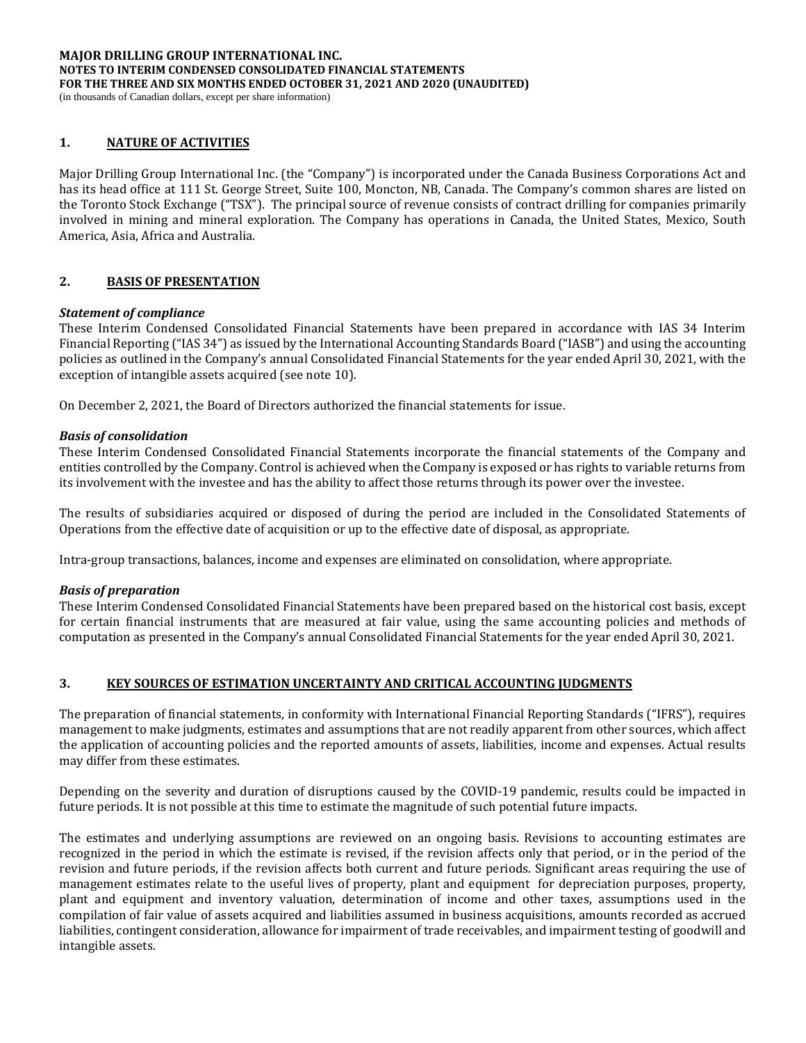## 1. NATURE OF ACTIVITIES

Major Drilling Group International Inc. (the "Company") is incorporated under the Canada Business Corporations Act and has its head office at 111 St. George Street, Suite 100, Moncton, NB, Canada. The Company's common shares are listed on the Toronto Stock Exchange ("TSX"). The principal source of revenue consists of contract drilling for companies primarily involved in mining and mineral exploration. The Company has operations in Canada, the United States, Mexico, South America, Asia, Africa and Australia.

## 2. BASIS OF PRESENTATION

***Statement of compliance***

These Interim Condensed Consolidated Financial Statements have been prepared in accordance with IAS 34 Interim Financial Reporting ("IAS 34") as issued by the International Accounting Standards Board ("IASB") and using the accounting policies as outlined in the Company's annual Consolidated Financial Statements for the year ended April 30, 2021, with the exception of intangible assets acquired (see note 10).

On December 2, 2021, the Board of Directors authorized the financial statements for issue.

***Basis of consolidation***

These Interim Condensed Consolidated Financial Statements incorporate the financial statements of the Company and entities controlled by the Company. Control is achieved when the Company is exposed or has rights to variable returns from its involvement with the investee and has the ability to affect those returns through its power over the investee.

The results of subsidiaries acquired or disposed of during the period are included in the Consolidated Statements of Operations from the effective date of acquisition or up to the effective date of disposal, as appropriate.

Intra-group transactions, balances, income and expenses are eliminated on consolidation, where appropriate.

***Basis of preparation***

These Interim Condensed Consolidated Financial Statements have been prepared based on the historical cost basis, except for certain financial instruments that are measured at fair value, using the same accounting policies and methods of computation as presented in the Company's annual Consolidated Financial Statements for the year ended April 30, 2021.

## 3. KEY SOURCES OF ESTIMATION UNCERTAINTY AND CRITICAL ACCOUNTING JUDGMENTS

The preparation of financial statements, in conformity with International Financial Reporting Standards ("IFRS"), requires management to make judgments, estimates and assumptions that are not readily apparent from other sources, which affect the application of accounting policies and the reported amounts of assets, liabilities, income and expenses. Actual results may differ from these estimates.

Depending on the severity and duration of disruptions caused by the COVID-19 pandemic, results could be impacted in future periods. It is not possible at this time to estimate the magnitude of such potential future impacts.

The estimates and underlying assumptions are reviewed on an ongoing basis. Revisions to accounting estimates are recognized in the period in which the estimate is revised, if the revision affects only that period, or in the period of the revision and future periods, if the revision affects both current and future periods. Significant areas requiring the use of management estimates relate to the useful lives of property, plant and equipment for depreciation purposes, property, plant and equipment and inventory valuation, determination of income and other taxes, assumptions used in the compilation of fair value of assets acquired and liabilities assumed in business acquisitions, amounts recorded as accrued liabilities, contingent consideration, allowance for impairment of trade receivables, and impairment testing of goodwill and intangible assets.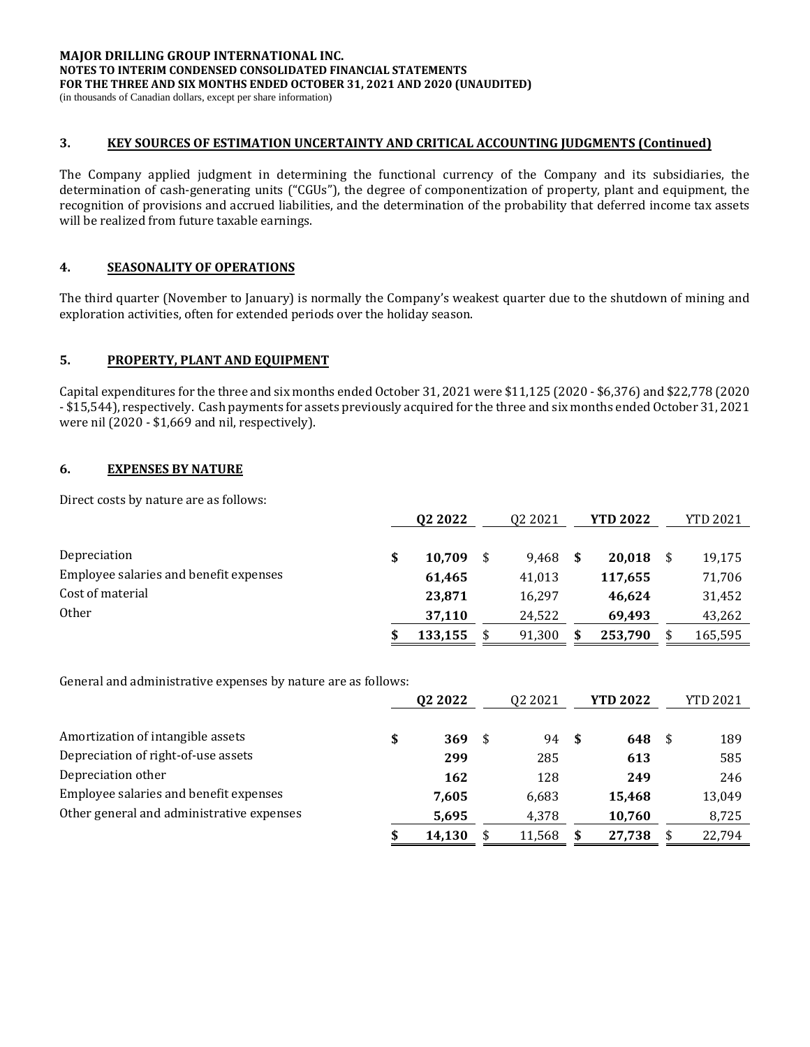MAJOR DRILLING GROUP INTERNATIONAL INC.
NOTES TO INTERIM CONDENSED CONSOLIDATED FINANCIAL STATEMENTS
FOR THE THREE AND SIX MONTHS ENDED OCTOBER 31, 2021 AND 2020 (UNAUDITED)
(in thousands of Canadian dollars, except per share information)

## 3. KEY SOURCES OF ESTIMATION UNCERTAINTY AND CRITICAL ACCOUNTING JUDGMENTS (Continued)

The Company applied judgment in determining the functional currency of the Company and its subsidiaries, the determination of cash-generating units ("CGUs"), the degree of componentization of property, plant and equipment, the recognition of provisions and accrued liabilities, and the determination of the probability that deferred income tax assets will be realized from future taxable earnings.

## 4. SEASONALITY OF OPERATIONS

The third quarter (November to January) is normally the Company's weakest quarter due to the shutdown of mining and exploration activities, often for extended periods over the holiday season.

## 5. PROPERTY, PLANT AND EQUIPMENT

Capital expenditures for the three and six months ended October 31, 2021 were $11,125 (2020 - $6,376) and $22,778 (2020 - $15,544), respectively. Cash payments for assets previously acquired for the three and six months ended October 31, 2021 were nil (2020 - $1,669 and nil, respectively).

## 6. EXPENSES BY NATURE

Direct costs by nature are as follows:

| | **Q2 2022** | Q2 2021 | **YTD 2022** | YTD 2021 |
|---|---|---|---|---|
| Depreciation | **$ 10,709** | $ 9,468 | **$ 20,018** | $ 19,175 |
| Employee salaries and benefit expenses | **61,465** | 41,013 | **117,655** | 71,706 |
| Cost of material | **23,871** | 16,297 | **46,624** | 31,452 |
| Other | **37,110** | 24,522 | **69,493** | 43,262 |
| | **$ 133,155** | $ 91,300 | **$ 253,790** | $ 165,595 |

General and administrative expenses by nature are as follows:

| | **Q2 2022** | Q2 2021 | **YTD 2022** | YTD 2021 |
|---|---|---|---|---|
| Amortization of intangible assets | **$ 369** | $ 94 | **$ 648** | $ 189 |
| Depreciation of right-of-use assets | **299** | 285 | **613** | 585 |
| Depreciation other | **162** | 128 | **249** | 246 |
| Employee salaries and benefit expenses | **7,605** | 6,683 | **15,468** | 13,049 |
| Other general and administrative expenses | **5,695** | 4,378 | **10,760** | 8,725 |
| | **$ 14,130** | $ 11,568 | **$ 27,738** | $ 22,794 |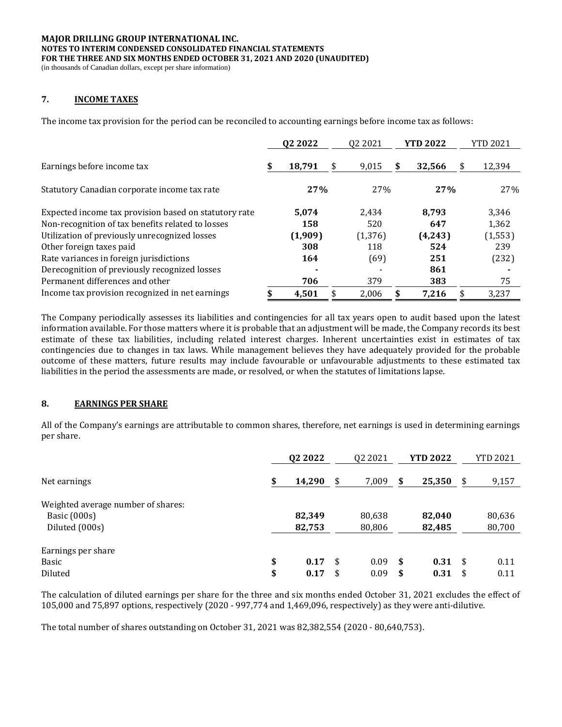**MAJOR DRILLING GROUP INTERNATIONAL INC.**
**NOTES TO INTERIM CONDENSED CONSOLIDATED FINANCIAL STATEMENTS**
**FOR THE THREE AND SIX MONTHS ENDED OCTOBER 31, 2021 AND 2020 (UNAUDITED)**
(in thousands of Canadian dollars, except per share information)

## 7. INCOME TAXES

The income tax provision for the period can be reconciled to accounting earnings before income tax as follows:

| | **Q2 2022** | Q2 2021 | **YTD 2022** | YTD 2021 |
|---|---|---|---|---|
| Earnings before income tax | **$ 18,791** | $ 9,015 | **$ 32,566** | $ 12,394 |
| Statutory Canadian corporate income tax rate | **27%** | 27% | **27%** | 27% |
| Expected income tax provision based on statutory rate | **5,074** | 2,434 | **8,793** | 3,346 |
| Non-recognition of tax benefits related to losses | **158** | 520 | **647** | 1,362 |
| Utilization of previously unrecognized losses | **(1,909)** | (1,376) | **(4,243)** | (1,553) |
| Other foreign taxes paid | **308** | 118 | **524** | 239 |
| Rate variances in foreign jurisdictions | **164** | (69) | **251** | (232) |
| Derecognition of previously recognized losses | **-** | - | **861** | - |
| Permanent differences and other | **706** | 379 | **383** | 75 |
| Income tax provision recognized in net earnings | **$ 4,501** | $ 2,006 | **$ 7,216** | $ 3,237 |

The Company periodically assesses its liabilities and contingencies for all tax years open to audit based upon the latest information available. For those matters where it is probable that an adjustment will be made, the Company records its best estimate of these tax liabilities, including related interest charges. Inherent uncertainties exist in estimates of tax contingencies due to changes in tax laws. While management believes they have adequately provided for the probable outcome of these matters, future results may include favourable or unfavourable adjustments to these estimated tax liabilities in the period the assessments are made, or resolved, or when the statutes of limitations lapse.

## 8. EARNINGS PER SHARE

All of the Company's earnings are attributable to common shares, therefore, net earnings is used in determining earnings per share.

| | **Q2 2022** | Q2 2021 | **YTD 2022** | YTD 2021 |
|---|---|---|---|---|
| Net earnings | **$ 14,290** | $ 7,009 | **$ 25,350** | $ 9,157 |
| Weighted average number of shares: | | | | |
| Basic (000s) | **82,349** | 80,638 | **82,040** | 80,636 |
| Diluted (000s) | **82,753** | 80,806 | **82,485** | 80,700 |
| Earnings per share | | | | |
| Basic | **$ 0.17** | $ 0.09 | **$ 0.31** | $ 0.11 |
| Diluted | **$ 0.17** | $ 0.09 | **$ 0.31** | $ 0.11 |

The calculation of diluted earnings per share for the three and six months ended October 31, 2021 excludes the effect of 105,000 and 75,897 options, respectively (2020 - 997,774 and 1,469,096, respectively) as they were anti-dilutive.

The total number of shares outstanding on October 31, 2021 was 82,382,554 (2020 - 80,640,753).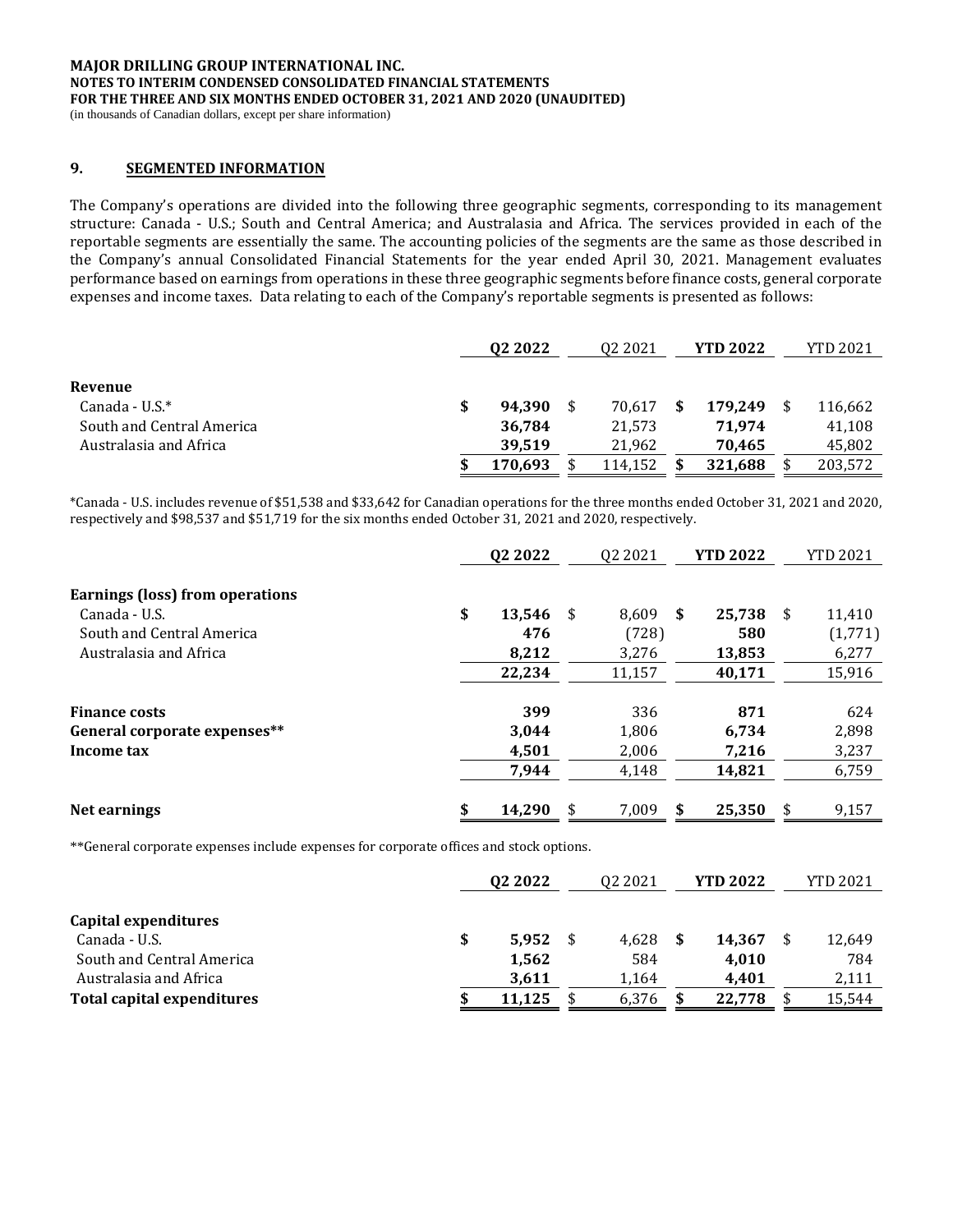MAJOR DRILLING GROUP INTERNATIONAL INC.
NOTES TO INTERIM CONDENSED CONSOLIDATED FINANCIAL STATEMENTS
FOR THE THREE AND SIX MONTHS ENDED OCTOBER 31, 2021 AND 2020 (UNAUDITED)
(in thousands of Canadian dollars, except per share information)

## 9. SEGMENTED INFORMATION

The Company's operations are divided into the following three geographic segments, corresponding to its management structure: Canada - U.S.; South and Central America; and Australasia and Africa. The services provided in each of the reportable segments are essentially the same. The accounting policies of the segments are the same as those described in the Company's annual Consolidated Financial Statements for the year ended April 30, 2021. Management evaluates performance based on earnings from operations in these three geographic segments before finance costs, general corporate expenses and income taxes. Data relating to each of the Company's reportable segments is presented as follows:

| | Q2 2022 | Q2 2021 | YTD 2022 | YTD 2021 |
|---|---|---|---|---|
| **Revenue** | | | | |
| Canada - U.S.* | $ 94,390 | $ 70,617 | $ 179,249 | $ 116,662 |
| South and Central America | 36,784 | 21,573 | 71,974 | 41,108 |
| Australasia and Africa | 39,519 | 21,962 | 70,465 | 45,802 |
| | $ 170,693 | $ 114,152 | $ 321,688 | $ 203,572 |

*Canada - U.S. includes revenue of $51,538 and $33,642 for Canadian operations for the three months ended October 31, 2021 and 2020, respectively and $98,537 and $51,719 for the six months ended October 31, 2021 and 2020, respectively.

| | Q2 2022 | Q2 2021 | YTD 2022 | YTD 2021 |
|---|---|---|---|---|
| **Earnings (loss) from operations** | | | | |
| Canada - U.S. | $ 13,546 | $ 8,609 | $ 25,738 | $ 11,410 |
| South and Central America | 476 | (728) | 580 | (1,771) |
| Australasia and Africa | 8,212 | 3,276 | 13,853 | 6,277 |
| | 22,234 | 11,157 | 40,171 | 15,916 |
| **Finance costs** | 399 | 336 | 871 | 624 |
| **General corporate expenses**** | 3,044 | 1,806 | 6,734 | 2,898 |
| **Income tax** | 4,501 | 2,006 | 7,216 | 3,237 |
| | 7,944 | 4,148 | 14,821 | 6,759 |
| **Net earnings** | $ 14,290 | $ 7,009 | $ 25,350 | $ 9,157 |

**General corporate expenses include expenses for corporate offices and stock options.

| | Q2 2022 | Q2 2021 | YTD 2022 | YTD 2021 |
|---|---|---|---|---|
| **Capital expenditures** | | | | |
| Canada - U.S. | $ 5,952 | $ 4,628 | $ 14,367 | $ 12,649 |
| South and Central America | 1,562 | 584 | 4,010 | 784 |
| Australasia and Africa | 3,611 | 1,164 | 4,401 | 2,111 |
| **Total capital expenditures** | $ 11,125 | $ 6,376 | $ 22,778 | $ 15,544 |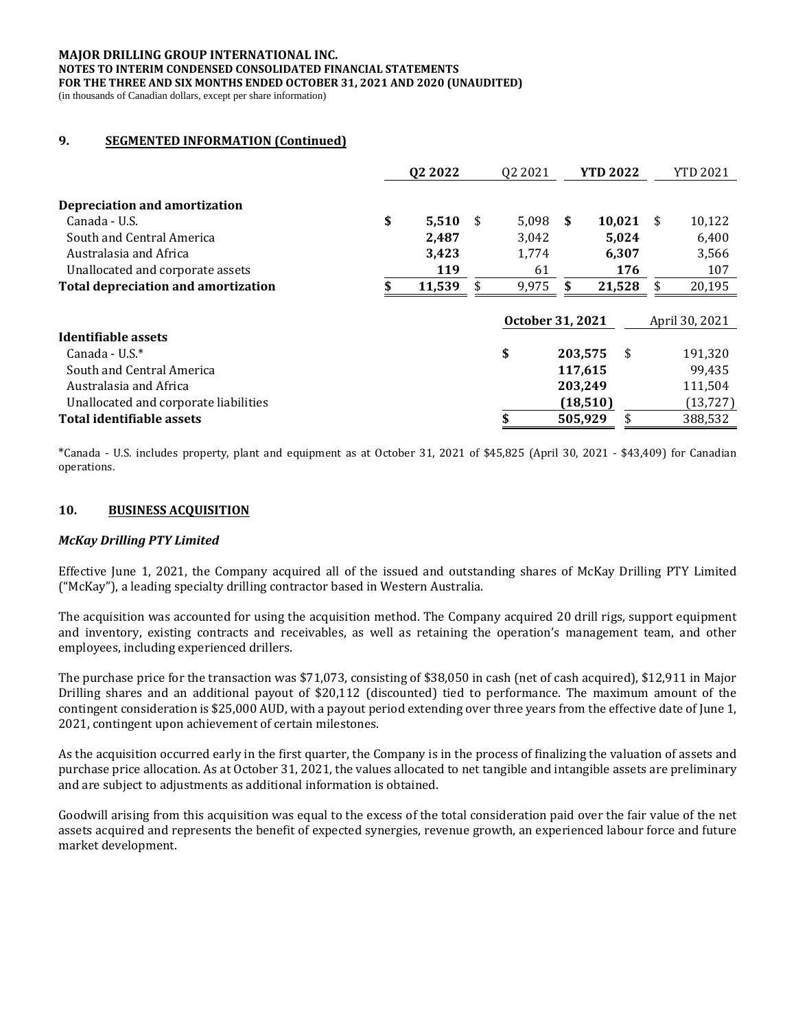## 9. SEGMENTED INFORMATION (Continued)

| | **Q2 2022** | Q2 2021 | **YTD 2022** | YTD 2021 |
|---|---|---|---|---|
| **Depreciation and amortization** | | | | |
| Canada - U.S. | **$ 5,510** | $ 5,098 | **$ 10,021** | $ 10,122 |
| South and Central America | **2,487** | 3,042 | **5,024** | 6,400 |
| Australasia and Africa | **3,423** | 1,774 | **6,307** | 3,566 |
| Unallocated and corporate assets | **119** | 61 | **176** | 107 |
| **Total depreciation and amortization** | **$ 11,539** | $ 9,975 | **$ 21,528** | $ 20,195 |

| | **October 31, 2021** | April 30, 2021 |
|---|---|---|
| **Identifiable assets** | | |
| Canada - U.S.* | **$ 203,575** | $ 191,320 |
| South and Central America | **117,615** | 99,435 |
| Australasia and Africa | **203,249** | 111,504 |
| Unallocated and corporate liabilities | **(18,510)** | (13,727) |
| **Total identifiable assets** | **$ 505,929** | $ 388,532 |

*Canada - U.S. includes property, plant and equipment as at October 31, 2021 of $45,825 (April 30, 2021 - $43,409) for Canadian operations.

## 10. BUSINESS ACQUISITION

***McKay Drilling PTY Limited***

Effective June 1, 2021, the Company acquired all of the issued and outstanding shares of McKay Drilling PTY Limited ("McKay"), a leading specialty drilling contractor based in Western Australia.

The acquisition was accounted for using the acquisition method. The Company acquired 20 drill rigs, support equipment and inventory, existing contracts and receivables, as well as retaining the operation's management team, and other employees, including experienced drillers.

The purchase price for the transaction was $71,073, consisting of $38,050 in cash (net of cash acquired), $12,911 in Major Drilling shares and an additional payout of $20,112 (discounted) tied to performance. The maximum amount of the contingent consideration is $25,000 AUD, with a payout period extending over three years from the effective date of June 1, 2021, contingent upon achievement of certain milestones.

As the acquisition occurred early in the first quarter, the Company is in the process of finalizing the valuation of assets and purchase price allocation. As at October 31, 2021, the values allocated to net tangible and intangible assets are preliminary and are subject to adjustments as additional information is obtained.

Goodwill arising from this acquisition was equal to the excess of the total consideration paid over the fair value of the net assets acquired and represents the benefit of expected synergies, revenue growth, an experienced labour force and future market development.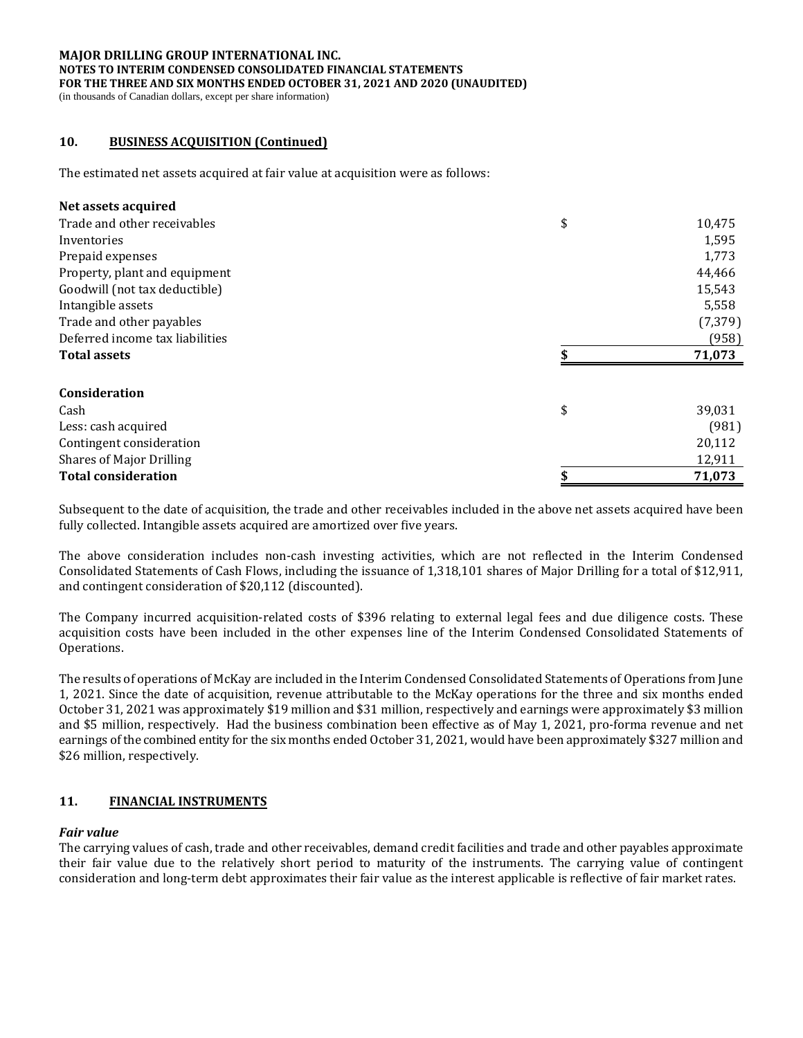**MAJOR DRILLING GROUP INTERNATIONAL INC.**
**NOTES TO INTERIM CONDENSED CONSOLIDATED FINANCIAL STATEMENTS**
**FOR THE THREE AND SIX MONTHS ENDED OCTOBER 31, 2021 AND 2020 (UNAUDITED)**
(in thousands of Canadian dollars, except per share information)

## 10. BUSINESS ACQUISITION (Continued)

The estimated net assets acquired at fair value at acquisition were as follows:

| **Net assets acquired** | | |
|---|---|---|
| Trade and other receivables | $ | 10,475 |
| Inventories | | 1,595 |
| Prepaid expenses | | 1,773 |
| Property, plant and equipment | | 44,466 |
| Goodwill (not tax deductible) | | 15,543 |
| Intangible assets | | 5,558 |
| Trade and other payables | | (7,379) |
| Deferred income tax liabilities | | (958) |
| **Total assets** | **$** | **71,073** |

| **Consideration** | | |
|---|---|---|
| Cash | $ | 39,031 |
| Less: cash acquired | | (981) |
| Contingent consideration | | 20,112 |
| Shares of Major Drilling | | 12,911 |
| **Total consideration** | **$** | **71,073** |

Subsequent to the date of acquisition, the trade and other receivables included in the above net assets acquired have been fully collected. Intangible assets acquired are amortized over five years.

The above consideration includes non-cash investing activities, which are not reflected in the Interim Condensed Consolidated Statements of Cash Flows, including the issuance of 1,318,101 shares of Major Drilling for a total of $12,911, and contingent consideration of $20,112 (discounted).

The Company incurred acquisition-related costs of $396 relating to external legal fees and due diligence costs. These acquisition costs have been included in the other expenses line of the Interim Condensed Consolidated Statements of Operations.

The results of operations of McKay are included in the Interim Condensed Consolidated Statements of Operations from June 1, 2021. Since the date of acquisition, revenue attributable to the McKay operations for the three and six months ended October 31, 2021 was approximately $19 million and $31 million, respectively and earnings were approximately $3 million and $5 million, respectively. Had the business combination been effective as of May 1, 2021, pro-forma revenue and net earnings of the combined entity for the six months ended October 31, 2021, would have been approximately $327 million and $26 million, respectively.

## 11. FINANCIAL INSTRUMENTS

### *Fair value*

The carrying values of cash, trade and other receivables, demand credit facilities and trade and other payables approximate their fair value due to the relatively short period to maturity of the instruments. The carrying value of contingent consideration and long-term debt approximates their fair value as the interest applicable is reflective of fair market rates.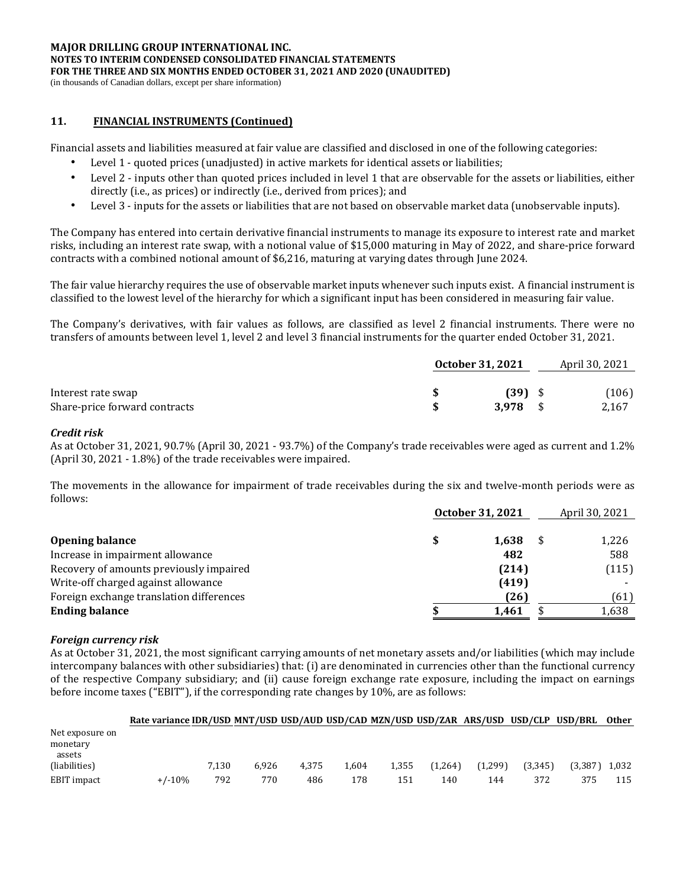MAJOR DRILLING GROUP INTERNATIONAL INC.
NOTES TO INTERIM CONDENSED CONSOLIDATED FINANCIAL STATEMENTS
FOR THE THREE AND SIX MONTHS ENDED OCTOBER 31, 2021 AND 2020 (UNAUDITED)
(in thousands of Canadian dollars, except per share information)

## 11. FINANCIAL INSTRUMENTS (Continued)

Financial assets and liabilities measured at fair value are classified and disclosed in one of the following categories:

- Level 1 - quoted prices (unadjusted) in active markets for identical assets or liabilities;
- Level 2 - inputs other than quoted prices included in level 1 that are observable for the assets or liabilities, either directly (i.e., as prices) or indirectly (i.e., derived from prices); and
- Level 3 - inputs for the assets or liabilities that are not based on observable market data (unobservable inputs).

The Company has entered into certain derivative financial instruments to manage its exposure to interest rate and market risks, including an interest rate swap, with a notional value of $15,000 maturing in May of 2022, and share-price forward contracts with a combined notional amount of $6,216, maturing at varying dates through June 2024.

The fair value hierarchy requires the use of observable market inputs whenever such inputs exist. A financial instrument is classified to the lowest level of the hierarchy for which a significant input has been considered in measuring fair value.

The Company's derivatives, with fair values as follows, are classified as level 2 financial instruments. There were no transfers of amounts between level 1, level 2 and level 3 financial instruments for the quarter ended October 31, 2021.

| | **October 31, 2021** | April 30, 2021 |
|---|---|---|
| Interest rate swap | **$ (39)** | $ (106) |
| Share-price forward contracts | **$ 3,978** | $ 2,167 |

### *Credit risk*

As at October 31, 2021, 90.7% (April 30, 2021 - 93.7%) of the Company's trade receivables were aged as current and 1.2% (April 30, 2021 - 1.8%) of the trade receivables were impaired.

The movements in the allowance for impairment of trade receivables during the six and twelve-month periods were as follows:

| | **October 31, 2021** | April 30, 2021 |
|---|---|---|
| **Opening balance** | **$ 1,638** | $ 1,226 |
| Increase in impairment allowance | **482** | 588 |
| Recovery of amounts previously impaired | **(214)** | (115) |
| Write-off charged against allowance | **(419)** | - |
| Foreign exchange translation differences | **(26)** | (61) |
| **Ending balance** | **$ 1,461** | $ 1,638 |

### *Foreign currency risk*

As at October 31, 2021, the most significant carrying amounts of net monetary assets and/or liabilities (which may include intercompany balances with other subsidiaries) that: (i) are denominated in currencies other than the functional currency of the respective Company subsidiary; and (ii) cause foreign exchange rate exposure, including the impact on earnings before income taxes ("EBIT"), if the corresponding rate changes by 10%, are as follows:

| | Rate variance | IDR/USD | MNT/USD | USD/AUD | USD/CAD | MZN/USD | USD/ZAR | ARS/USD | USD/CLP | USD/BRL | Other |
|---|---|---|---|---|---|---|---|---|---|---|---|
| Net exposure on monetary assets (liabilities) | | 7,130 | 6,926 | 4,375 | 1,604 | 1,355 | (1,264) | (1,299) | (3,345) | (3,387) | 1,032 |
| EBIT impact | +/-10% | 792 | 770 | 486 | 178 | 151 | 140 | 144 | 372 | 375 | 115 |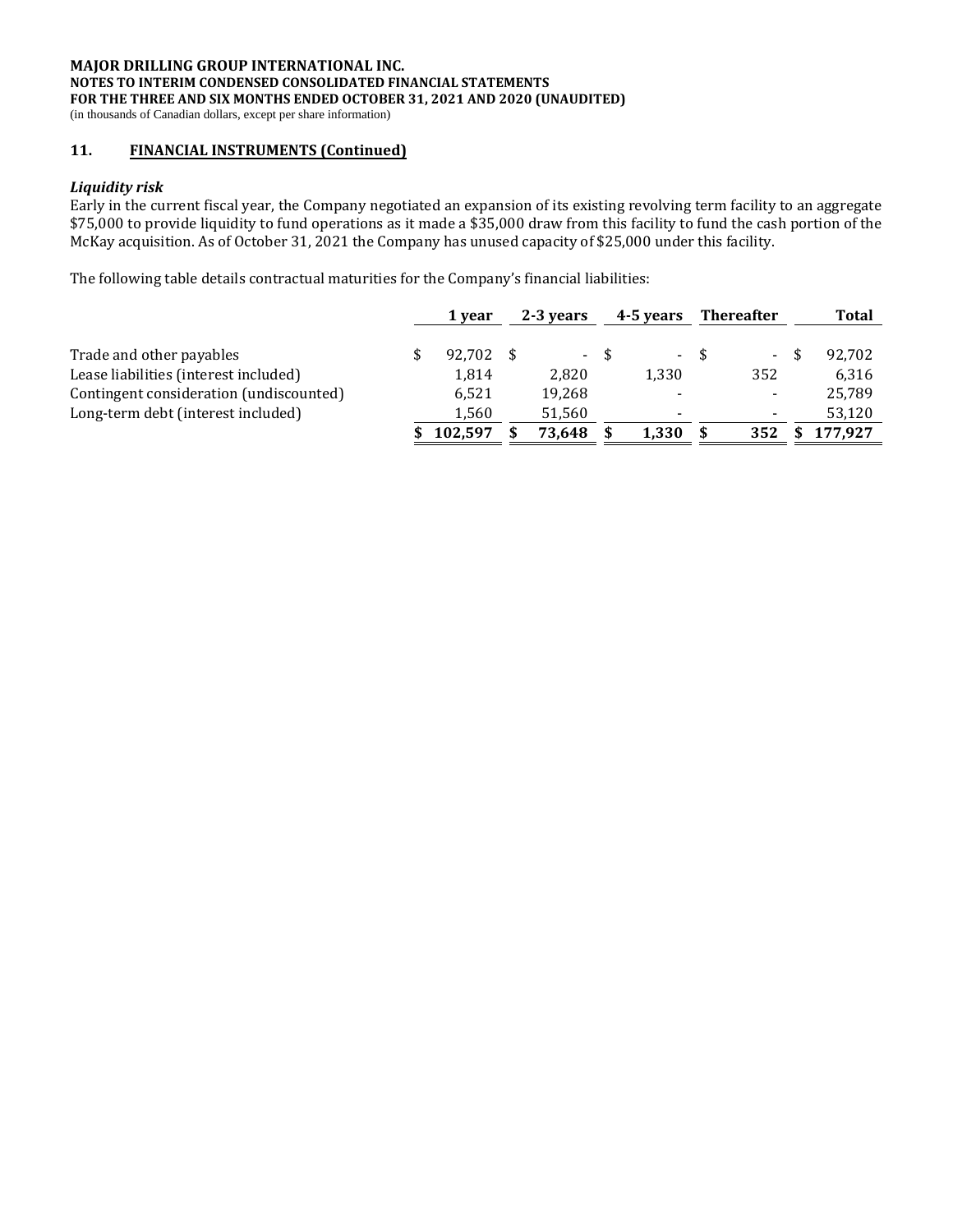## 11. FINANCIAL INSTRUMENTS (Continued)

### *Liquidity risk*

Early in the current fiscal year, the Company negotiated an expansion of its existing revolving term facility to an aggregate $75,000 to provide liquidity to fund operations as it made a $35,000 draw from this facility to fund the cash portion of the McKay acquisition. As of October 31, 2021 the Company has unused capacity of $25,000 under this facility.

The following table details contractual maturities for the Company's financial liabilities:

| | 1 year | 2-3 years | 4-5 years | Thereafter | Total |
|---|---|---|---|---|---|
| Trade and other payables | $ 92,702 | $ - | $ - | $ - | $ 92,702 |
| Lease liabilities (interest included) | 1,814 | 2,820 | 1,330 | 352 | 6,316 |
| Contingent consideration (undiscounted) | 6,521 | 19,268 | - | - | 25,789 |
| Long-term debt (interest included) | 1,560 | 51,560 | - | - | 53,120 |
| | **$ 102,597** | **$ 73,648** | **$ 1,330** | **$ 352** | **$ 177,927** |